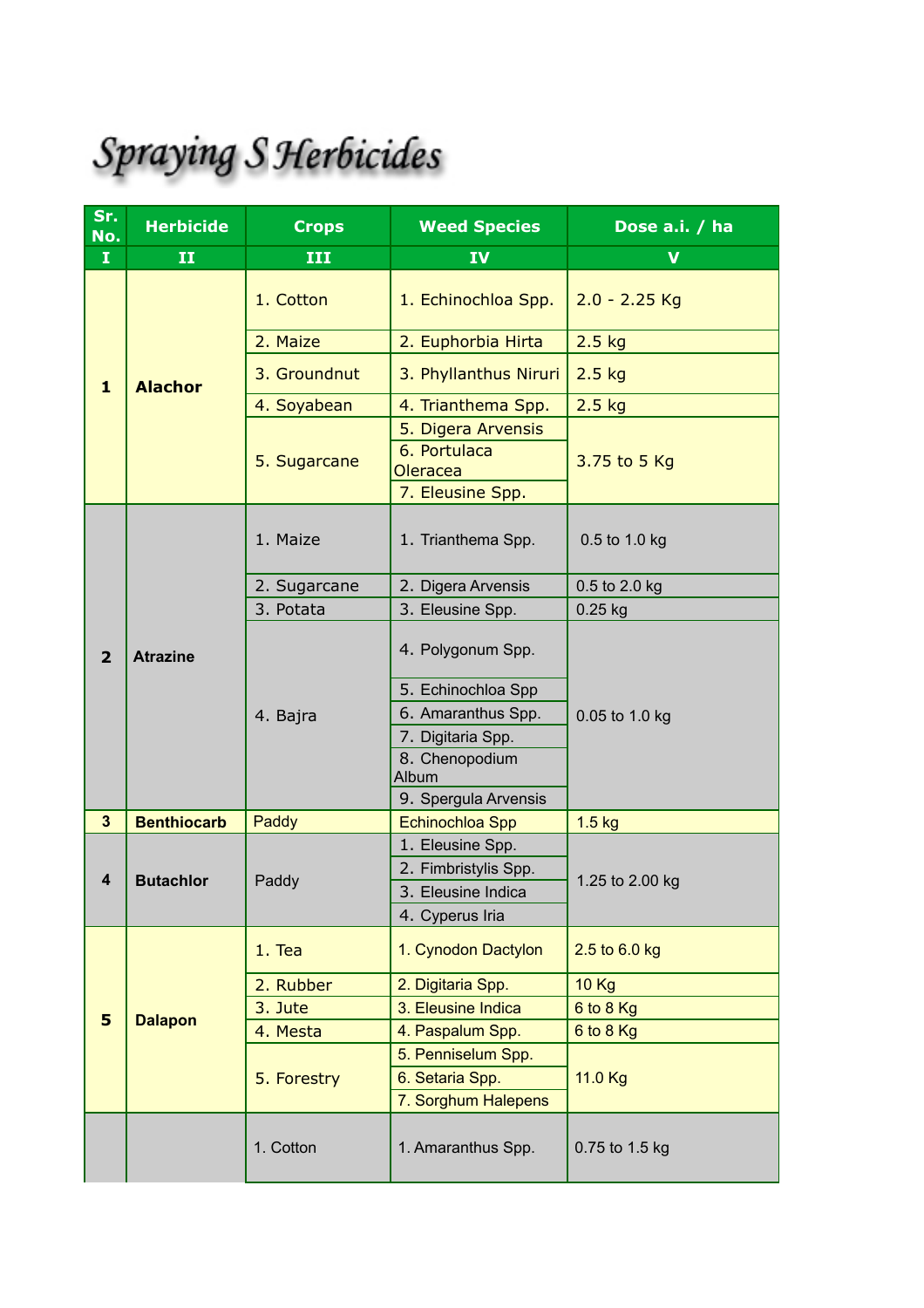# Spraying S Herbicides

| Sr. No. | Herbicide | Crops | Weed Species | Dose a.i. / ha |
|---|---|---|---|---|
| I | II | III | IV | V |
| 1 | Alachor | 1. Cotton | 1. Echinochloa Spp. | 2.0 - 2.25 Kg |
| | | 2. Maize | 2. Euphorbia Hirta | 2.5 kg |
| | | 3. Groundnut | 3. Phyllanthus Niruri | 2.5 kg |
| | | 4. Soyabean | 4. Trianthema Spp. | 2.5 kg |
| | | 5. Sugarcane | 5. Digera Arvensis | 3.75 to 5 Kg |
| | | | 6. Portulaca Oleracea | |
| | | | 7. Eleusine Spp. | |
| 2 | Atrazine | 1. Maize | 1. Trianthema Spp. | 0.5 to 1.0 kg |
| | | 2. Sugarcane | 2. Digera Arvensis | 0.5 to 2.0 kg |
| | | 3. Potata | 3. Eleusine Spp. | 0.25 kg |
| | | 4. Bajra | 4. Polygonum Spp. | 0.05 to 1.0 kg |
| | | | 5. Echinochloa Spp | |
| | | | 6. Amaranthus Spp. | |
| | | | 7. Digitaria Spp. | |
| | | | 8. Chenopodium Album | |
| | | | 9. Spergula Arvensis | |
| 3 | Benthiocarb | Paddy | Echinochloa Spp | 1.5 kg |
| 4 | Butachlor | Paddy | 1. Eleusine Spp. | 1.25 to 2.00 kg |
| | | | 2. Fimbristylis Spp. | |
| | | | 3. Eleusine Indica | |
| | | | 4. Cyperus Iria | |
| 5 | Dalapon | 1. Tea | 1. Cynodon Dactylon | 2.5 to 6.0 kg |
| | | 2. Rubber | 2. Digitaria Spp. | 10 Kg |
| | | 3. Jute | 3. Eleusine Indica | 6 to 8 Kg |
| | | 4. Mesta | 4. Paspalum Spp. | 6 to 8 Kg |
| | | 5. Forestry | 5. Penniselum Spp. | 11.0 Kg |
| | | | 6. Setaria Spp. | |
| | | | 7. Sorghum Halepens | |
| | | 1. Cotton | 1. Amaranthus Spp. | 0.75 to 1.5 kg |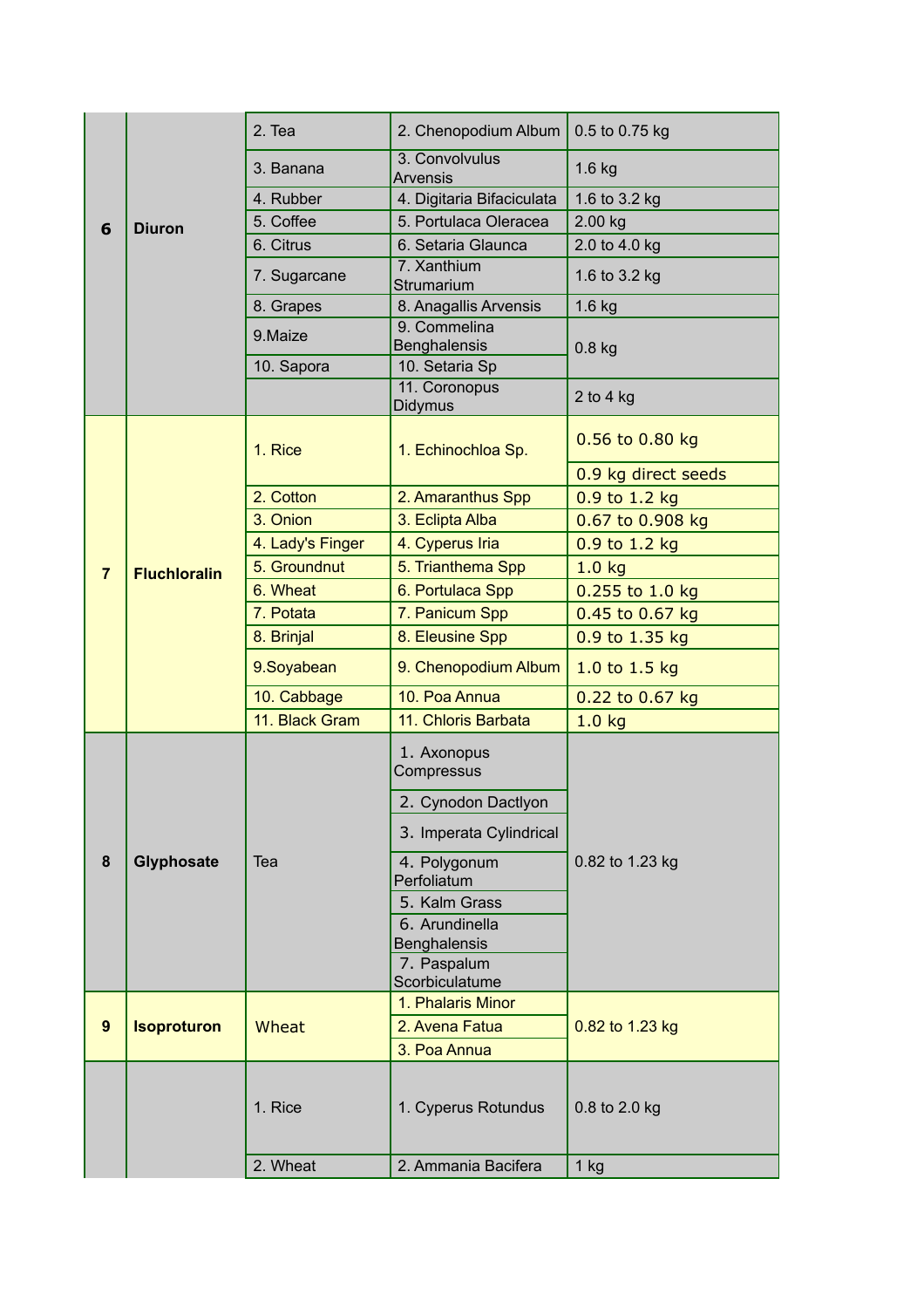| | | | | |
|---|---|---|---|---|
| 6 | **Diuron** | 2. Tea | 2. Chenopodium Album | 0.5 to 0.75 kg |
| | | 3. Banana | 3. Convolvulus Arvensis | 1.6 kg |
| | | 4. Rubber | 4. Digitaria Bifaciculata | 1.6 to 3.2 kg |
| | | 5. Coffee | 5. Portulaca Oleracea | 2.00 kg |
| | | 6. Citrus | 6. Setaria Glaunca | 2.0 to 4.0 kg |
| | | 7. Sugarcane | 7. Xanthium Strumarium | 1.6 to 3.2 kg |
| | | 8. Grapes | 8. Anagallis Arvensis | 1.6 kg |
| | | 9.Maize | 9. Commelina Benghalensis | 0.8 kg |
| | | 10. Sapora | 10. Setaria Sp | |
| | | | 11. Coronopus Didymus | 2 to 4 kg |
| 7 | **Fluchloralin** | 1. Rice | 1. Echinochloa Sp. | 0.56 to 0.80 kg |
| | | | | 0.9 kg direct seeds |
| | | 2. Cotton | 2. Amaranthus Spp | 0.9 to 1.2 kg |
| | | 3. Onion | 3. Eclipta Alba | 0.67 to 0.908 kg |
| | | 4. Lady's Finger | 4. Cyperus Iria | 0.9 to 1.2 kg |
| | | 5. Groundnut | 5. Trianthema Spp | 1.0 kg |
| | | 6. Wheat | 6. Portulaca Spp | 0.255 to 1.0 kg |
| | | 7. Potata | 7. Panicum Spp | 0.45 to 0.67 kg |
| | | 8. Brinjal | 8. Eleusine Spp | 0.9 to 1.35 kg |
| | | 9.Soyabean | 9. Chenopodium Album | 1.0 to 1.5 kg |
| | | 10. Cabbage | 10. Poa Annua | 0.22 to 0.67 kg |
| | | 11. Black Gram | 11. Chloris Barbata | 1.0 kg |
| 8 | **Glyphosate** | Tea | 1. Axonopus Compressus | 0.82 to 1.23 kg |
| | | | 2. Cynodon Dactlyon | |
| | | | 3. Imperata Cylindrical | |
| | | | 4. Polygonum Perfoliatum | |
| | | | 5. Kalm Grass | |
| | | | 6. Arundinella Benghalensis | |
| | | | 7. Paspalum Scorbiculatume | |
| 9 | **Isoproturon** | Wheat | 1. Phalaris Minor | 0.82 to 1.23 kg |
| | | | 2. Avena Fatua | |
| | | | 3. Poa Annua | |
| | | 1. Rice | 1. Cyperus Rotundus | 0.8 to 2.0 kg |
| | | 2. Wheat | 2. Ammania Bacifera | 1 kg |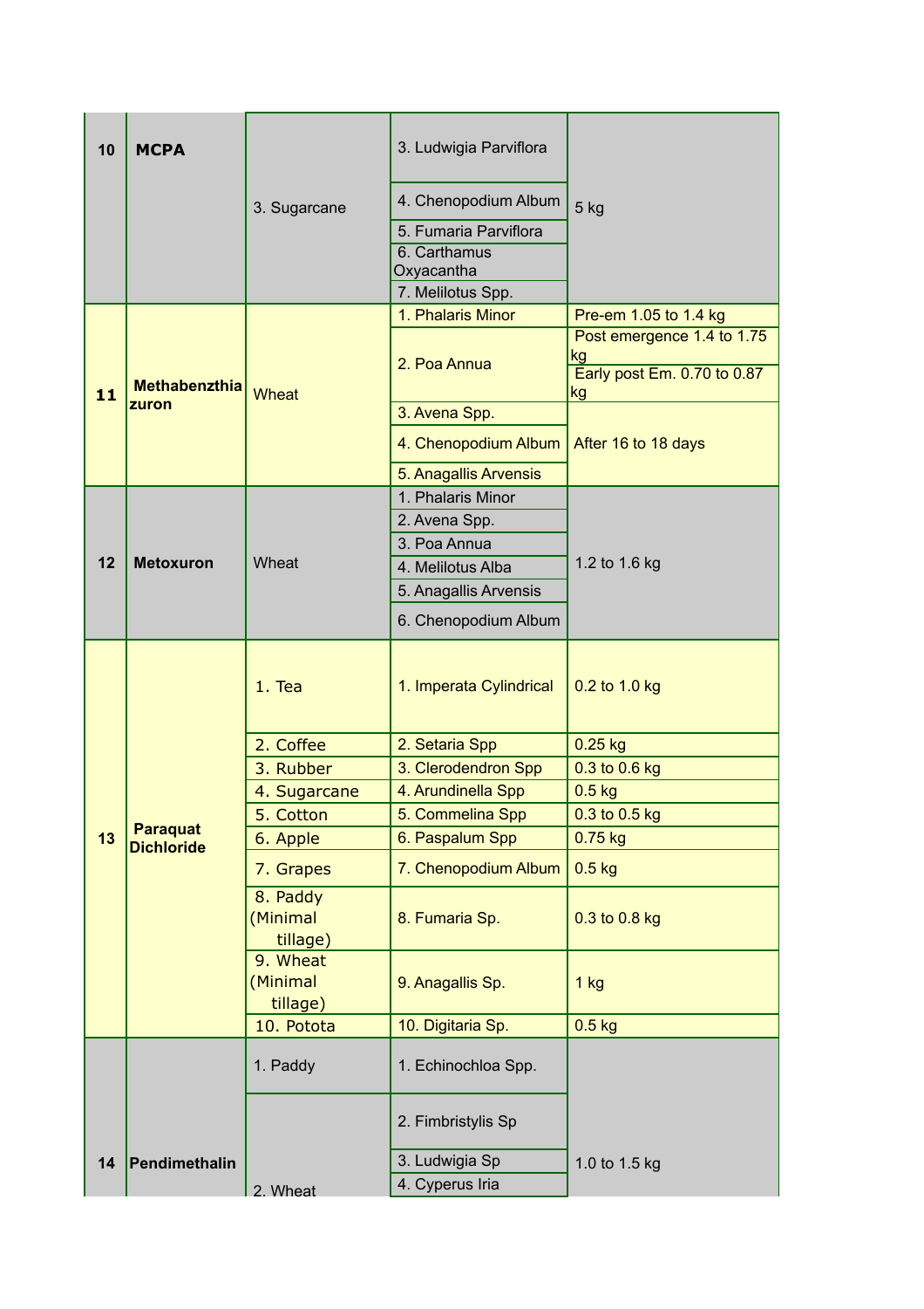| 10 | MCPA | 3. Sugarcane | 3. Ludwigia Parviflora | 5 kg |
|---|---|---|---|---|
| | | | 4. Chenopodium Album | |
| | | | 5. Fumaria Parviflora | |
| | | | 6. Carthamus Oxyacantha | |
| | | | 7. Melilotus Spp. | |
| 11 | Methabenzthiazuron | Wheat | 1. Phalaris Minor | Pre-em 1.05 to 1.4 kg |
| | | | 2. Poa Annua | Post emergence 1.4 to 1.75 kg |
| | | | | Early post Em. 0.70 to 0.87 kg |
| | | | 3. Avena Spp. | After 16 to 18 days |
| | | | 4. Chenopodium Album | |
| | | | 5. Anagallis Arvensis | |
| 12 | Metoxuron | Wheat | 1. Phalaris Minor | 1.2 to 1.6 kg |
| | | | 2. Avena Spp. | |
| | | | 3. Poa Annua | |
| | | | 4. Melilotus Alba | |
| | | | 5. Anagallis Arvensis | |
| | | | 6. Chenopodium Album | |
| 13 | Paraquat Dichloride | 1. Tea | 1. Imperata Cylindrical | 0.2 to 1.0 kg |
| | | 2. Coffee | 2. Setaria Spp | 0.25 kg |
| | | 3. Rubber | 3. Clerodendron Spp | 0.3 to 0.6 kg |
| | | 4. Sugarcane | 4. Arundinella Spp | 0.5 kg |
| | | 5. Cotton | 5. Commelina Spp | 0.3 to 0.5 kg |
| | | 6. Apple | 6. Paspalum Spp | 0.75 kg |
| | | 7. Grapes | 7. Chenopodium Album | 0.5 kg |
| | | 8. Paddy (Minimal tillage) | 8. Fumaria Sp. | 0.3 to 0.8 kg |
| | | 9. Wheat (Minimal tillage) | 9. Anagallis Sp. | 1 kg |
| | | 10. Potota | 10. Digitaria Sp. | 0.5 kg |
| 14 | Pendimethalin | 1. Paddy | 1. Echinochloa Spp. | 1.0 to 1.5 kg |
| | | 2. Wheat | 2. Fimbristylis Sp | |
| | | | 3. Ludwigia Sp | |
| | | | 4. Cyperus Iria | |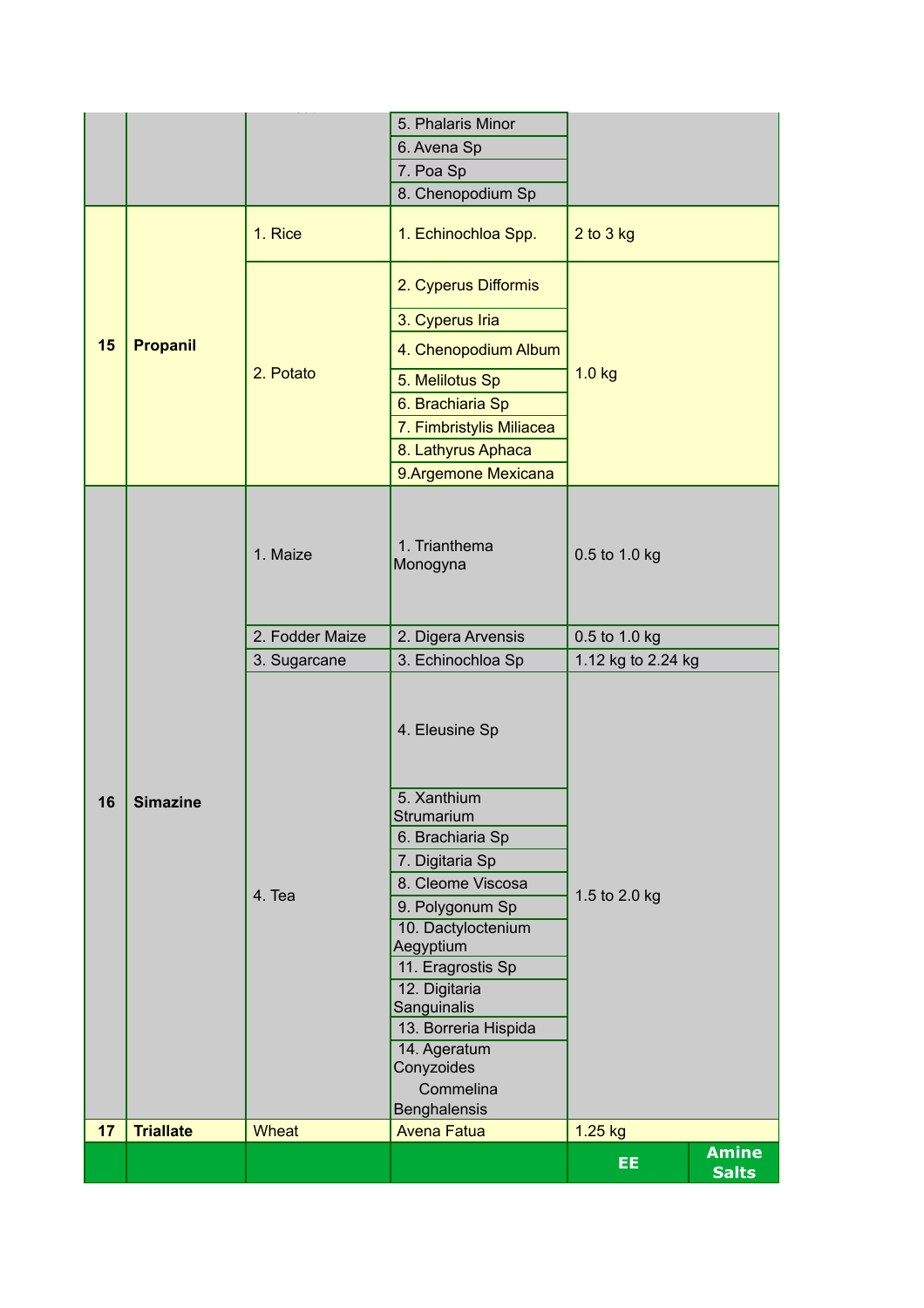| | | | | | |
|---|---|---|---|---|---|
| | | | 5. Phalaris Minor | | |
| | | | 6. Avena Sp | | |
| | | | 7. Poa Sp | | |
| | | | 8. Chenopodium Sp | | |
| **15** | **Propanil** | 1. Rice | 1. Echinochloa Spp. | 2 to 3 kg | |
| | | 2. Potato | 2. Cyperus Difformis | 1.0 kg | |
| | | | 3. Cyperus Iria | | |
| | | | 4. Chenopodium Album | | |
| | | | 5. Melilotus Sp | | |
| | | | 6. Brachiaria Sp | | |
| | | | 7. Fimbristylis Miliacea | | |
| | | | 8. Lathyrus Aphaca | | |
| | | | 9.Argemone Mexicana | | |
| **16** | **Simazine** | 1. Maize | 1. Trianthema Monogyna | 0.5 to 1.0 kg | |
| | | 2. Fodder Maize | 2. Digera Arvensis | 0.5 to 1.0 kg | |
| | | 3. Sugarcane | 3. Echinochloa Sp | 1.12 kg to 2.24 kg | |
| | | 4. Tea | 4. Eleusine Sp | 1.5 to 2.0 kg | |
| | | | 5. Xanthium Strumarium | | |
| | | | 6. Brachiaria Sp | | |
| | | | 7. Digitaria Sp | | |
| | | | 8. Cleome Viscosa | | |
| | | | 9. Polygonum Sp | | |
| | | | 10. Dactyloctenium Aegyptium | | |
| | | | 11. Eragrostis Sp | | |
| | | | 12. Digitaria Sanguinalis | | |
| | | | 13. Borreria Hispida | | |
| | | | 14. Ageratum Conyzoides Commelina Benghalensis | | |
| **17** | **Triallate** | Wheat | Avena Fatua | 1.25 kg | |
| | | | | **EE** | **Amine Salts** |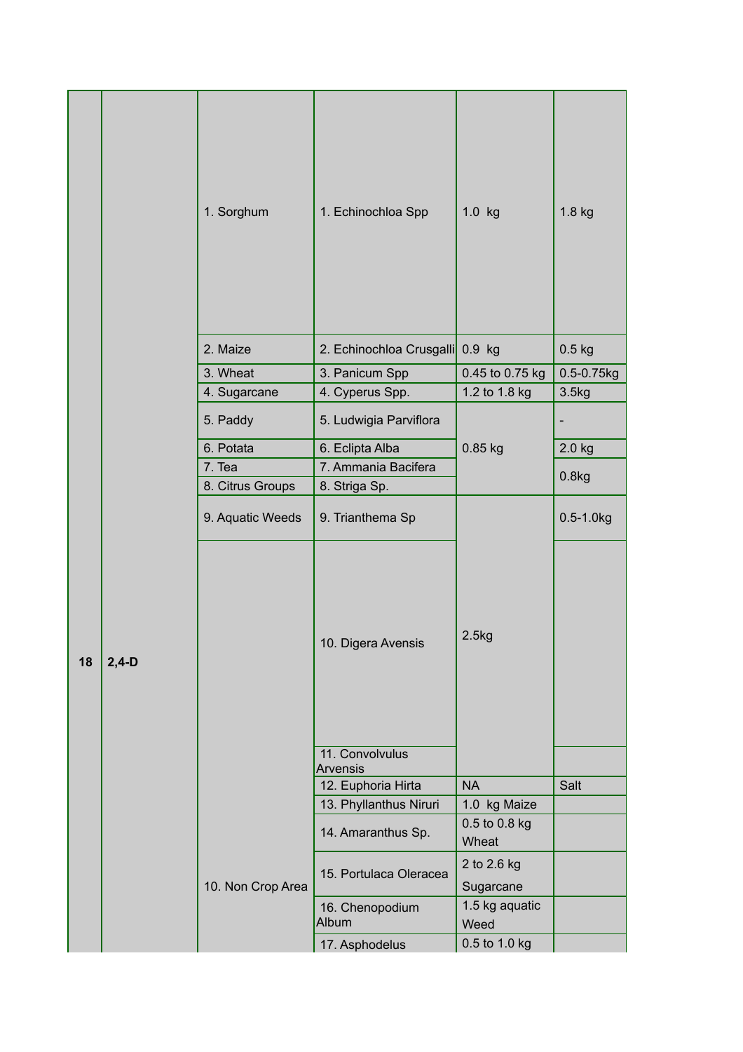| | | | | | |
|---|---|---|---|---|---|
| 18 | 2,4-D | 1. Sorghum | 1. Echinochloa Spp | 1.0 kg | 1.8 kg |
| | | 2. Maize | 2. Echinochloa Crusgalli | 0.9 kg | 0.5 kg |
| | | 3. Wheat | 3. Panicum Spp | 0.45 to 0.75 kg | 0.5-0.75kg |
| | | 4. Sugarcane | 4. Cyperus Spp. | 1.2 to 1.8 kg | 3.5kg |
| | | 5. Paddy | 5. Ludwigia Parviflora | 0.85 kg | - |
| | | 6. Potata | 6. Eclipta Alba | | 2.0 kg |
| | | 7. Tea | 7. Ammania Bacifera | | 0.8kg |
| | | 8. Citrus Groups | 8. Striga Sp. | | |
| | | 9. Aquatic Weeds | 9. Trianthema Sp | 2.5kg | 0.5-1.0kg |
| | | 10. Non Crop Area | 10. Digera Avensis | | |
| | | | 11. Convolvulus Arvensis | | |
| | | | 12. Euphoria Hirta | NA | Salt |
| | | | 13. Phyllanthus Niruri | 1.0 kg Maize | |
| | | | 14. Amaranthus Sp. | 0.5 to 0.8 kg Wheat | |
| | | | 15. Portulaca Oleracea | 2 to 2.6 kg Sugarcane | |
| | | | 16. Chenopodium Album | 1.5 kg aquatic Weed | |
| | | | 17. Asphodelus | 0.5 to 1.0 kg | |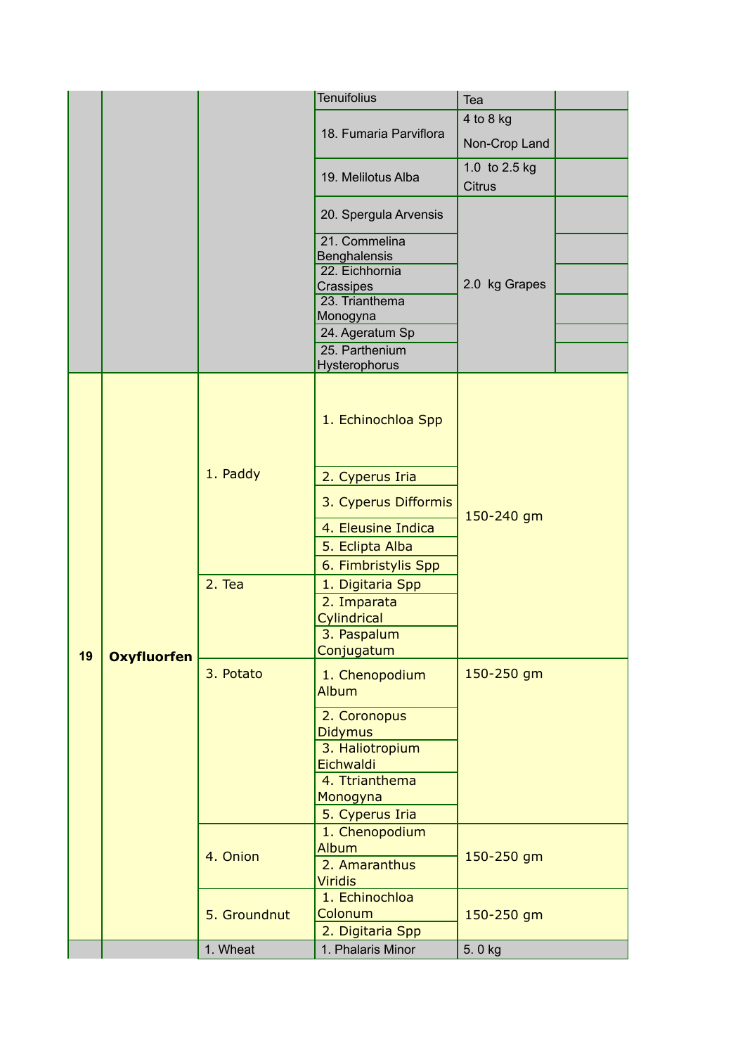| | | | Tenuifolius | Tea | |
|---|---|---|---|---|---|
| | | | 18. Fumaria Parviflora | 4 to 8 kg Non-Crop Land | |
| | | | 19. Melilotus Alba | 1.0 to 2.5 kg Citrus | |
| | | | 20. Spergula Arvensis | 2.0 kg Grapes | |
| | | | 21. Commelina Benghalensis | | |
| | | | 22. Eichhornia Crassipes | | |
| | | | 23. Trianthema Monogyna | | |
| | | | 24. Ageratum Sp | | |
| | | | 25. Parthenium Hysterophorus | | |
| 19 | **Oxyfluorfen** | 1. Paddy | 1. Echinochloa Spp | 150-240 gm | |
| | | | 2. Cyperus Iria | | |
| | | | 3. Cyperus Difformis | | |
| | | | 4. Eleusine Indica | | |
| | | | 5. Eclipta Alba | | |
| | | | 6. Fimbristylis Spp | | |
| | | 2. Tea | 1. Digitaria Spp | | |
| | | | 2. Imparata Cylindrical | | |
| | | | 3. Paspalum Conjugatum | | |
| | | 3. Potato | 1. Chenopodium Album | 150-250 gm | |
| | | | 2. Coronopus Didymus | | |
| | | | 3. Haliotropium Eichwaldi | | |
| | | | 4. Ttrianthema Monogyna | | |
| | | | 5. Cyperus Iria | | |
| | | 4. Onion | 1. Chenopodium Album | 150-250 gm | |
| | | | 2. Amaranthus Viridis | | |
| | | 5. Groundnut | 1. Echinochloa Colonum | 150-250 gm | |
| | | | 2. Digitaria Spp | | |
| | | 1. Wheat | 1. Phalaris Minor | 5. 0 kg | |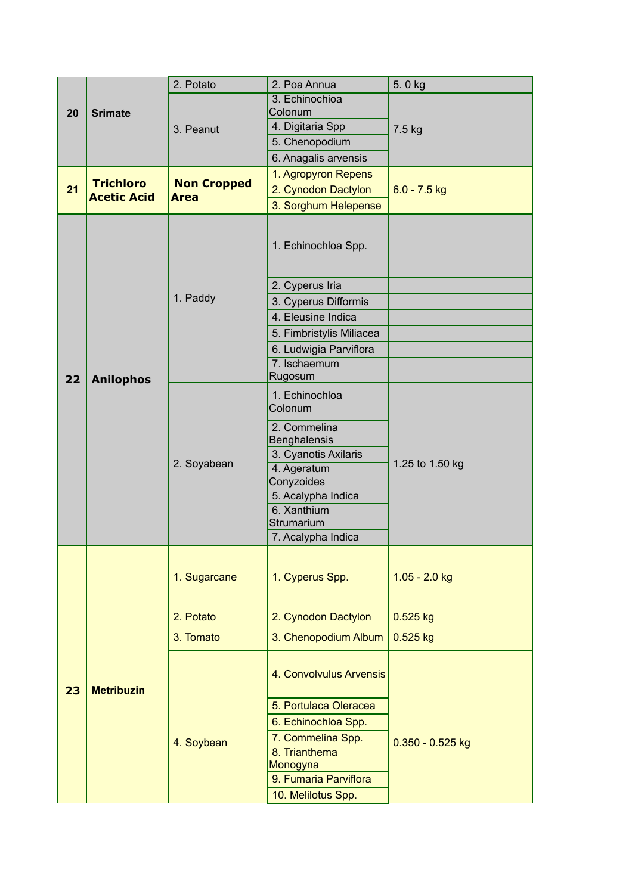| | | | | |
|---|---|---|---|---|
| 20 | **Srimate** | 2. Potato | 2. Poa Annua | 5. 0 kg |
| | | 3. Peanut | 3. Echinochioa Colonum | 7.5 kg |
| | | | 4. Digitaria Spp | |
| | | | 5. Chenopodium | |
| | | | 6. Anagalis arvensis | |
| 21 | **Trichloro Acetic Acid** | **Non Cropped Area** | 1. Agropyron Repens | 6.0 - 7.5 kg |
| | | | 2. Cynodon Dactylon | |
| | | | 3. Sorghum Helepense | |
| 22 | **Anilophos** | 1. Paddy | 1. Echinochloa Spp. | |
| | | | 2. Cyperus Iria | |
| | | | 3. Cyperus Difformis | |
| | | | 4. Eleusine Indica | |
| | | | 5. Fimbristylis Miliacea | |
| | | | 6. Ludwigia Parviflora | |
| | | | 7. Ischaemum Rugosum | |
| | | 2. Soyabean | 1. Echinochloa Colonum | 1.25 to 1.50 kg |
| | | | 2. Commelina Benghalensis | |
| | | | 3. Cyanotis Axilaris | |
| | | | 4. Ageratum Conyzoides | |
| | | | 5. Acalypha Indica | |
| | | | 6. Xanthium Strumarium | |
| | | | 7. Acalypha Indica | |
| 23 | **Metribuzin** | 1. Sugarcane | 1. Cyperus Spp. | 1.05 - 2.0 kg |
| | | 2. Potato | 2. Cynodon Dactylon | 0.525 kg |
| | | 3. Tomato | 3. Chenopodium Album | 0.525 kg |
| | | 4. Soybean | 4. Convolvulus Arvensis | 0.350 - 0.525 kg |
| | | | 5. Portulaca Oleracea | |
| | | | 6. Echinochloa Spp. | |
| | | | 7. Commelina Spp. | |
| | | | 8. Trianthema Monogyna | |
| | | | 9. Fumaria Parviflora | |
| | | | 10. Melilotus Spp. | |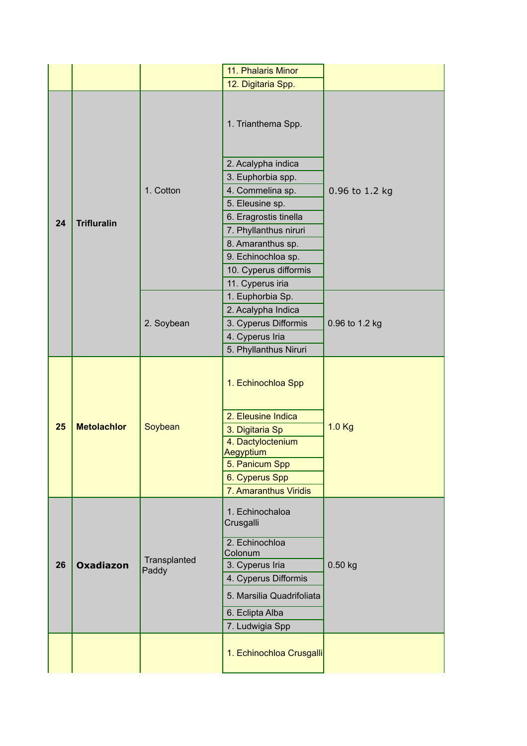| | | | | |
|---|---|---|---|---|
| | | | 11. Phalaris Minor | |
| | | | 12. Digitaria Spp. | |
| **24** | **Trifluralin** | 1. Cotton | 1. Trianthema Spp. | 0.96 to 1.2 kg |
| | | | 2. Acalypha indica | |
| | | | 3. Euphorbia spp. | |
| | | | 4. Commelina sp. | |
| | | | 5. Eleusine sp. | |
| | | | 6. Eragrostis tinella | |
| | | | 7. Phyllanthus niruri | |
| | | | 8. Amaranthus sp. | |
| | | | 9. Echinochloa sp. | |
| | | | 10. Cyperus difformis | |
| | | | 11. Cyperus iria | |
| | | 2. Soybean | 1. Euphorbia Sp. | 0.96 to 1.2 kg |
| | | | 2. Acalypha Indica | |
| | | | 3. Cyperus Difformis | |
| | | | 4. Cyperus Iria | |
| | | | 5. Phyllanthus Niruri | |
| **25** | **Metolachlor** | Soybean | 1. Echinochloa Spp | 1.0 Kg |
| | | | 2. Eleusine Indica | |
| | | | 3. Digitaria Sp | |
| | | | 4. Dactyloctenium Aegyptium | |
| | | | 5. Panicum Spp | |
| | | | 6. Cyperus Spp | |
| | | | 7. Amaranthus Viridis | |
| **26** | **Oxadiazon** | Transplanted Paddy | 1. Echinochaloa Crusgalli | 0.50 kg |
| | | | 2. Echinochloa Colonum | |
| | | | 3. Cyperus Iria | |
| | | | 4. Cyperus Difformis | |
| | | | 5. Marsilia Quadrifoliata | |
| | | | 6. Eclipta Alba | |
| | | | 7. Ludwigia Spp | |
| | | | 1. Echinochloa Crusgalli | |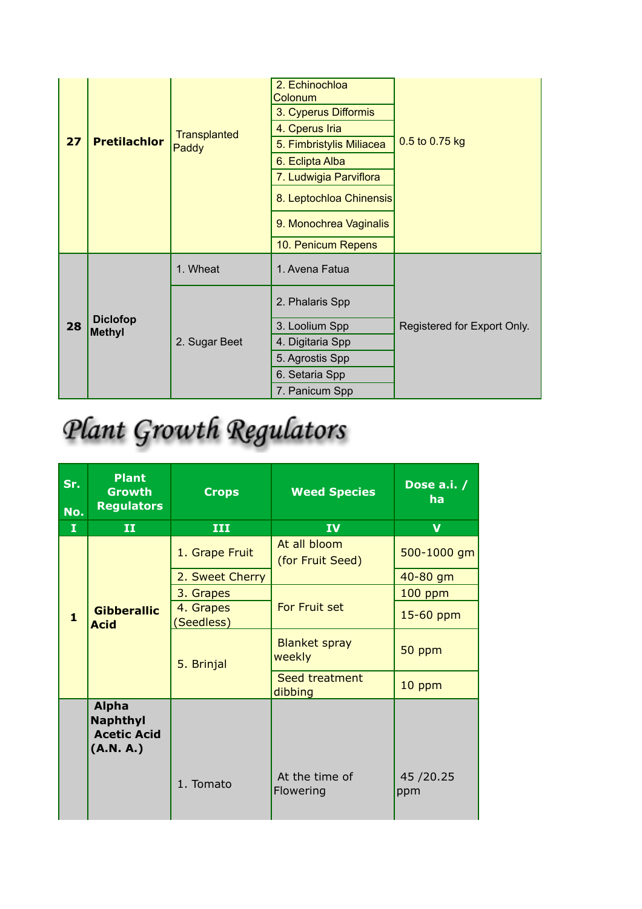| | | | | |
|---|---|---|---|---|
| **27** | **Pretilachlor** | Transplanted Paddy | 2. Echinochloa Colonum | 0.5 to 0.75 kg |
| | | | 3. Cyperus Difformis | |
| | | | 4. Cperus Iria | |
| | | | 5. Fimbristylis Miliacea | |
| | | | 6. Eclipta Alba | |
| | | | 7. Ludwigia Parviflora | |
| | | | 8. Leptochloa Chinensis | |
| | | | 9. Monochrea Vaginalis | |
| | | | 10. Penicum Repens | |
| **28** | **Diclofop Methyl** | 1. Wheat | 1. Avena Fatua | Registered for Export Only. |
| | | 2. Sugar Beet | 2. Phalaris Spp | |
| | | | 3. Loolium Spp | |
| | | | 4. Digitaria Spp | |
| | | | 5. Agrostis Spp | |
| | | | 6. Setaria Spp | |
| | | | 7. Panicum Spp | |

# Plant Growth Regulators

| Sr. No. | Plant Growth Regulators | Crops | Weed Species | Dose a.i. / ha |
|---|---|---|---|---|
| I | II | III | IV | V |
| 1 | **Gibberallic Acid** | 1. Grape Fruit | At all bloom (for Fruit Seed) | 500-1000 gm |
| | | 2. Sweet Cherry | | 40-80 gm |
| | | 3. Grapes | For Fruit set | 100 ppm |
| | | 4. Grapes (Seedless) | | 15-60 ppm |
| | | 5. Brinjal | Blanket spray weekly | 50 ppm |
| | | | Seed treatment dibbing | 10 ppm |
| | **Alpha Naphthyl Acetic Acid (A.N. A.)** | 1. Tomato | At the time of Flowering | 45 /20.25 ppm |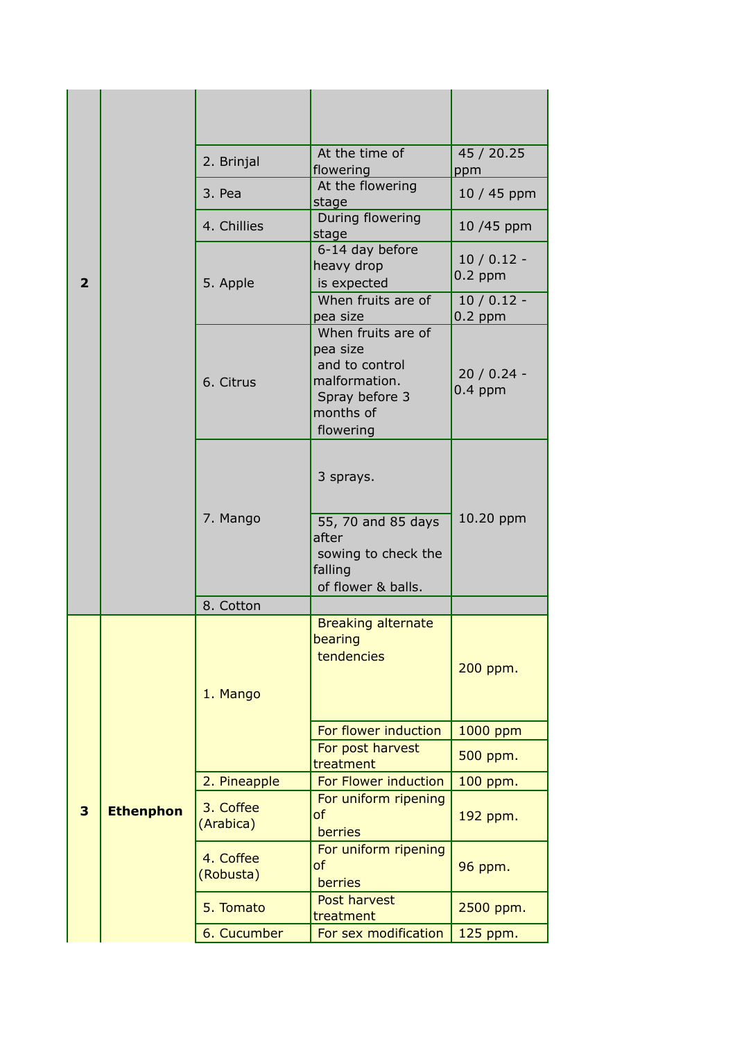| | | | | |
|---|---|---|---|---|
| 2 | | | | |
| | | 2. Brinjal | At the time of flowering | 45 / 20.25 ppm |
| | | 3. Pea | At the flowering stage | 10 / 45 ppm |
| | | 4. Chillies | During flowering stage | 10 /45 ppm |
| | | 5. Apple | 6-14 day before heavy drop is expected | 10 / 0.12 - 0.2 ppm |
| | | | When fruits are of pea size | 10 / 0.12 - 0.2 ppm |
| | | 6. Citrus | When fruits are of pea size and to control malformation. Spray before 3 months of flowering | 20 / 0.24 - 0.4 ppm |
| | | 7. Mango | 3 sprays. | 10.20 ppm |
| | | | 55, 70 and 85 days after sowing to check the falling of flower & balls. | |
| | | 8. Cotton | | |
| 3 | **Ethenphon** | 1. Mango | Breaking alternate bearing tendencies | 200 ppm. |
| | | | For flower induction | 1000 ppm |
| | | | For post harvest treatment | 500 ppm. |
| | | 2. Pineapple | For Flower induction | 100 ppm. |
| | | 3. Coffee (Arabica) | For uniform ripening of berries | 192 ppm. |
| | | 4. Coffee (Robusta) | For uniform ripening of berries | 96 ppm. |
| | | 5. Tomato | Post harvest treatment | 2500 ppm. |
| | | 6. Cucumber | For sex modification | 125 ppm. |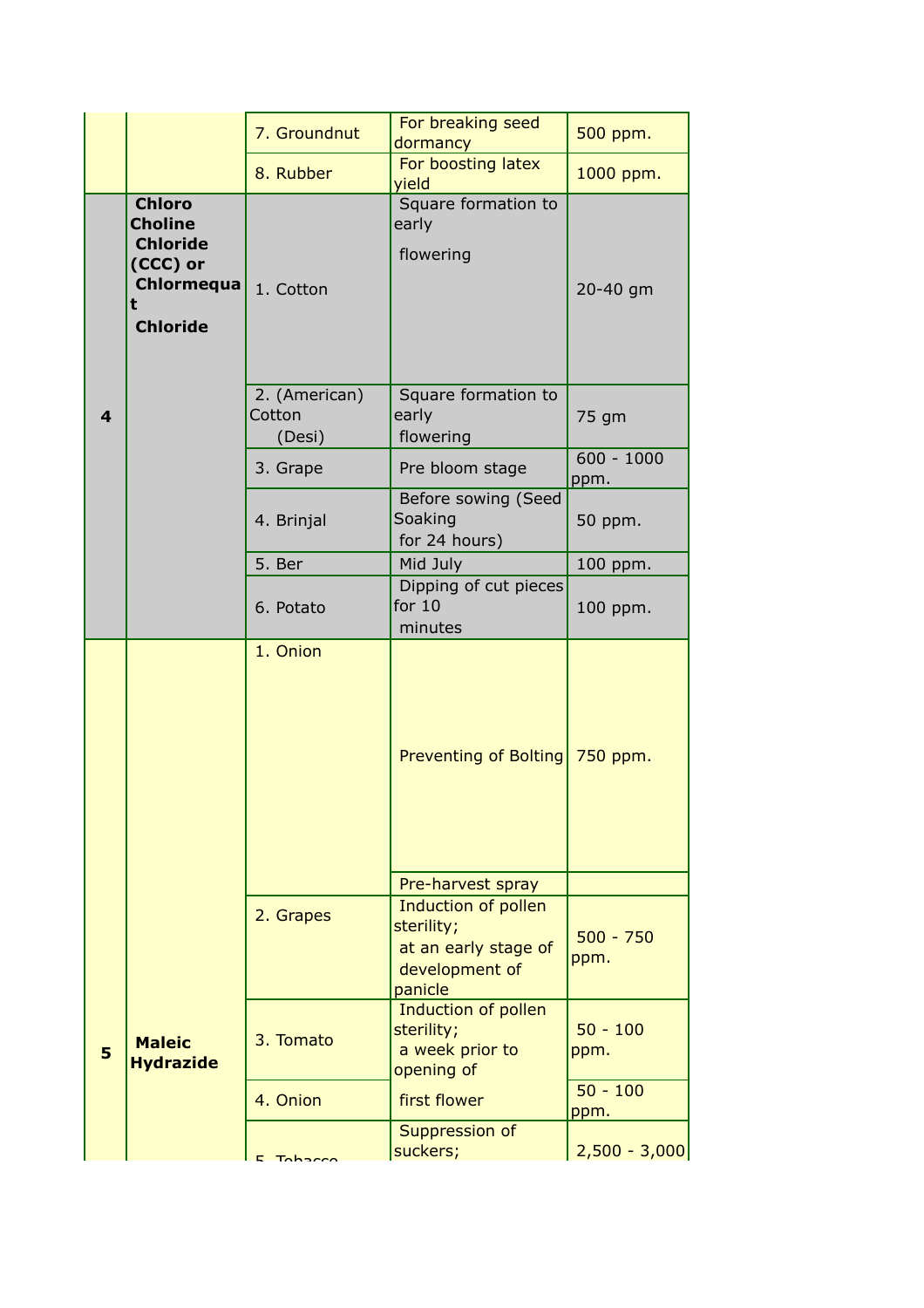| | | | | |
|---|---|---|---|---|
| | | 7. Groundnut | For breaking seed dormancy | 500 ppm. |
| | | 8. Rubber | For boosting latex yield | 1000 ppm. |
| 4 | **Chloro Choline Chloride (CCC) or Chlormequat Chloride** | 1. Cotton | Square formation to early flowering | 20-40 gm |
| | | 2. (American) Cotton (Desi) | Square formation to early flowering | 75 gm |
| | | 3. Grape | Pre bloom stage | 600 - 1000 ppm. |
| | | 4. Brinjal | Before sowing (Seed Soaking for 24 hours) | 50 ppm. |
| | | 5. Ber | Mid July | 100 ppm. |
| | | 6. Potato | Dipping of cut pieces for 10 minutes | 100 ppm. |
| 5 | **Maleic Hydrazide** | 1. Onion | Preventing of Bolting | 750 ppm. |
| | | | Pre-harvest spray | |
| | | 2. Grapes | Induction of pollen sterility; at an early stage of development of panicle | 500 - 750 ppm. |
| | | 3. Tomato | Induction of pollen sterility; a week prior to opening of first flower | 50 - 100 ppm. |
| | | 4. Onion | | 50 - 100 ppm. |
| | | 5. Tobacco | Suppression of suckers; | 2,500 - 3,000 |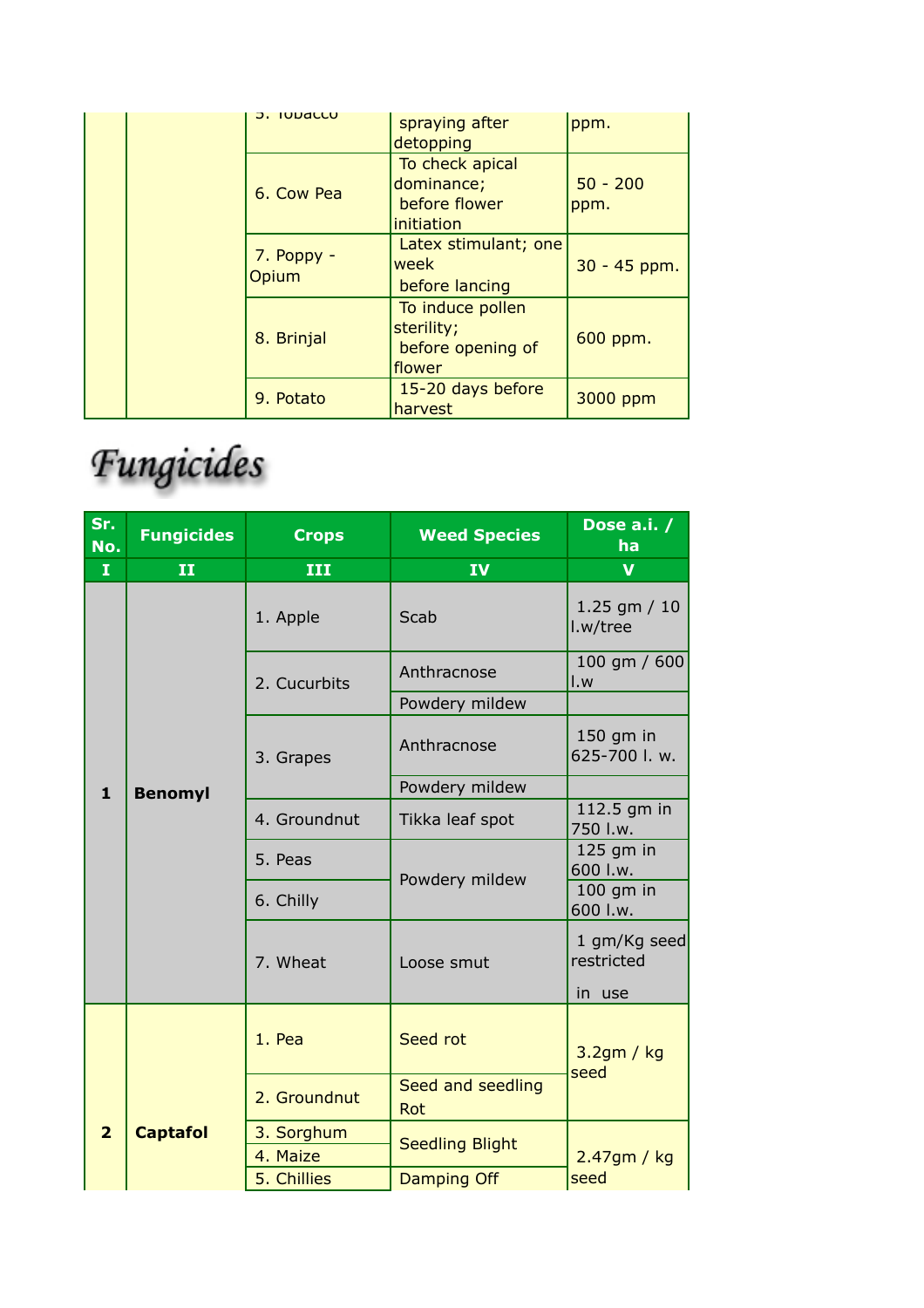| | | 5. Tobacco | spraying after detopping | ppm. |
|---|---|---|---|---|
| | | 6. Cow Pea | To check apical dominance; before flower initiation | 50 - 200 ppm. |
| | | 7. Poppy - Opium | Latex stimulant; one week before lancing | 30 - 45 ppm. |
| | | 8. Brinjal | To induce pollen sterility; before opening of flower | 600 ppm. |
| | | 9. Potato | 15-20 days before harvest | 3000 ppm |

# Fungicides

| Sr. No. | Fungicides | Crops | Weed Species | Dose a.i. / ha |
|---|---|---|---|---|
| I | II | III | IV | V |
| 1 | Benomyl | 1. Apple | Scab | 1.25 gm / 10 l.w/tree |
| | | 2. Cucurbits | Anthracnose | 100 gm / 600 l.w |
| | | | Powdery mildew | |
| | | 3. Grapes | Anthracnose | 150 gm in 625-700 l. w. |
| | | | Powdery mildew | |
| | | 4. Groundnut | Tikka leaf spot | 112.5 gm in 750 l.w. |
| | | 5. Peas | Powdery mildew | 125 gm in 600 l.w. |
| | | 6. Chilly | | 100 gm in 600 l.w. |
| | | 7. Wheat | Loose smut | 1 gm/Kg seed restricted in use |
| 2 | Captafol | 1. Pea | Seed rot | 3.2gm / kg seed |
| | | 2. Groundnut | Seed and seedling Rot | |
| | | 3. Sorghum | Seedling Blight | 2.47gm / kg seed |
| | | 4. Maize | | |
| | | 5. Chillies | Damping Off | |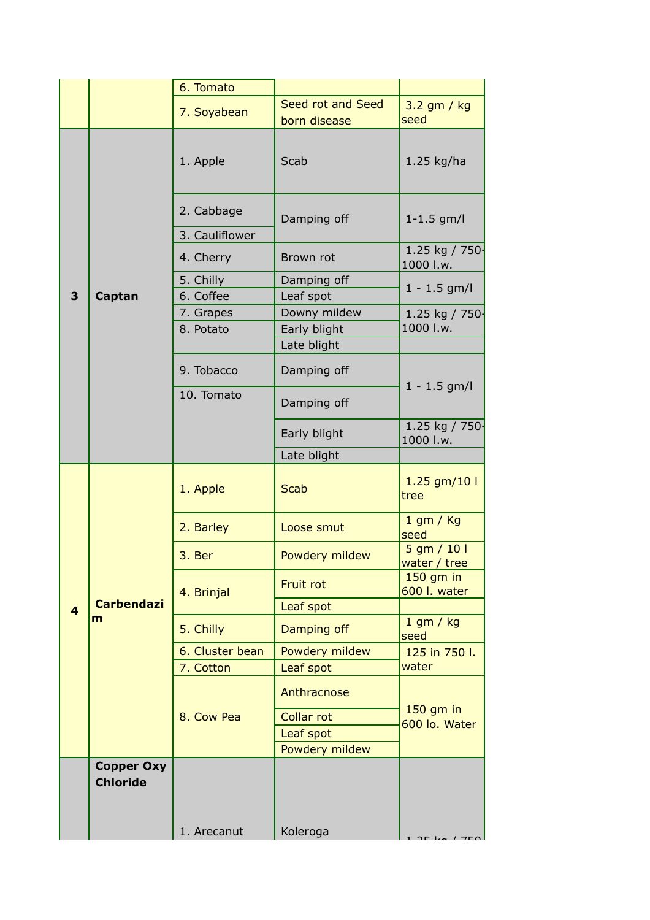| | | 6. Tomato | | |
|---|---|---|---|---|
| | | 7. Soyabean | Seed rot and Seed born disease | 3.2 gm / kg seed |
| 3 | **Captan** | 1. Apple | Scab | 1.25 kg/ha |
| | | 2. Cabbage | Damping off | 1-1.5 gm/l |
| | | 3. Cauliflower | | |
| | | 4. Cherry | Brown rot | 1.25 kg / 750-1000 l.w. |
| | | 5. Chilly | Damping off | 1 - 1.5 gm/l |
| | | 6. Coffee | Leaf spot | |
| | | 7. Grapes | Downy mildew | 1.25 kg / 750-1000 l.w. |
| | | 8. Potato | Early blight | |
| | | | Late blight | |
| | | 9. Tobacco | Damping off | 1 - 1.5 gm/l |
| | | 10. Tomato | Damping off | |
| | | | Early blight | 1.25 kg / 750-1000 l.w. |
| | | | Late blight | |
| 4 | **Carbendazim** | 1. Apple | Scab | 1.25 gm/10 l tree |
| | | 2. Barley | Loose smut | 1 gm / Kg seed |
| | | 3. Ber | Powdery mildew | 5 gm / 10 l water / tree |
| | | 4. Brinjal | Fruit rot | 150 gm in 600 l. water |
| | | | Leaf spot | |
| | | 5. Chilly | Damping off | 1 gm / kg seed |
| | | 6. Cluster bean | Powdery mildew | 125 in 750 l. water |
| | | 7. Cotton | Leaf spot | |
| | | 8. Cow Pea | Anthracnose | 150 gm in 600 lo. Water |
| | | | Collar rot | |
| | | | Leaf spot | |
| | | | Powdery mildew | |
| | **Copper Oxy Chloride** | 1. Arecanut | Koleroga | 1.25 kg / 750 |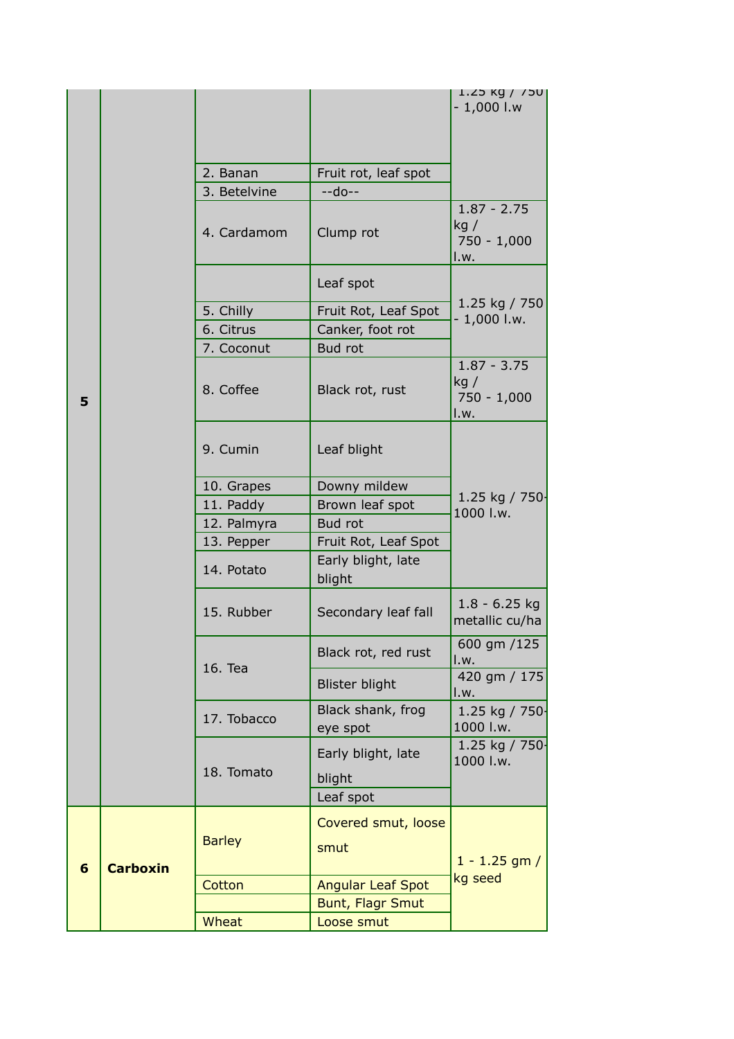| | | | | |
|---|---|---|---|---|
| 5 | | | | 1.25 kg / 750 - 1,000 l.w |
| | | 2. Banan | Fruit rot, leaf spot | |
| | | 3. Betelvine | --do-- | |
| | | 4. Cardamom | Clump rot | 1.87 - 2.75 kg / 750 - 1,000 l.w. |
| | | | Leaf spot | 1.25 kg / 750 - 1,000 l.w. |
| | | 5. Chilly | Fruit Rot, Leaf Spot | |
| | | 6. Citrus | Canker, foot rot | |
| | | 7. Coconut | Bud rot | |
| | | 8. Coffee | Black rot, rust | 1.87 - 3.75 kg / 750 - 1,000 l.w. |
| | | 9. Cumin | Leaf blight | 1.25 kg / 750-1000 l.w. |
| | | 10. Grapes | Downy mildew | |
| | | 11. Paddy | Brown leaf spot | |
| | | 12. Palmyra | Bud rot | |
| | | 13. Pepper | Fruit Rot, Leaf Spot | |
| | | 14. Potato | Early blight, late blight | |
| | | 15. Rubber | Secondary leaf fall | 1.8 - 6.25 kg metallic cu/ha |
| | | 16. Tea | Black rot, red rust | 600 gm /125 l.w. |
| | | | Blister blight | 420 gm / 175 l.w. |
| | | 17. Tobacco | Black shank, frog eye spot | 1.25 kg / 750-1000 l.w. |
| | | 18. Tomato | Early blight, late blight | 1.25 kg / 750-1000 l.w. |
| | | | Leaf spot | |
| **6** | **Carboxin** | Barley | Covered smut, loose smut | 1 - 1.25 gm / kg seed |
| | | Cotton | Angular Leaf Spot | |
| | | | Bunt, Flagr Smut | |
| | | Wheat | Loose smut | |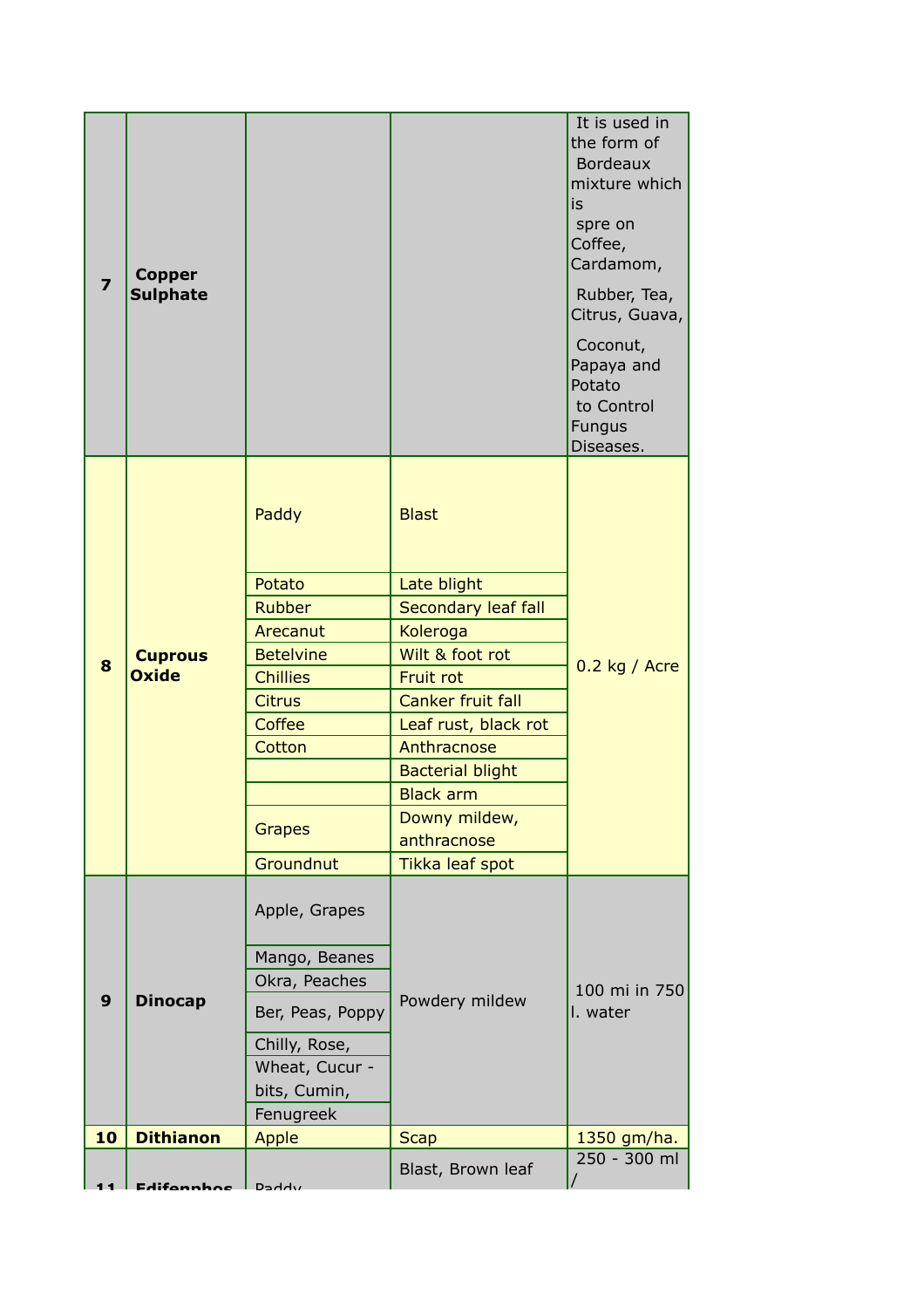| 7 | **Copper Sulphate** | | | It is used in the form of Bordeaux mixture which is spre on Coffee, Cardamom, Rubber, Tea, Citrus, Guava, Coconut, Papaya and Potato to Control Fungus Diseases. |
|---|---|---|---|---|
| 8 | **Cuprous Oxide** | Paddy | Blast | 0.2 kg / Acre |
| | | Potato | Late blight | |
| | | Rubber | Secondary leaf fall | |
| | | Arecanut | Koleroga | |
| | | Betelvine | Wilt & foot rot | |
| | | Chillies | Fruit rot | |
| | | Citrus | Canker fruit fall | |
| | | Coffee | Leaf rust, black rot | |
| | | Cotton | Anthracnose | |
| | | | Bacterial blight | |
| | | | Black arm | |
| | | Grapes | Downy mildew, anthracnose | |
| | | Groundnut | Tikka leaf spot | |
| 9 | **Dinocap** | Apple, Grapes | Powdery mildew | 100 mi in 750 l. water |
| | | Mango, Beanes | | |
| | | Okra, Peaches | | |
| | | Ber, Peas, Poppy | | |
| | | Chilly, Rose, | | |
| | | Wheat, Cucur - bits, Cumin, | | |
| | | Fenugreek | | |
| 10 | **Dithianon** | Apple | Scap | 1350 gm/ha. |
| 11 | **Edifenphos** | Paddy | Blast, Brown leaf | 250 - 300 ml / |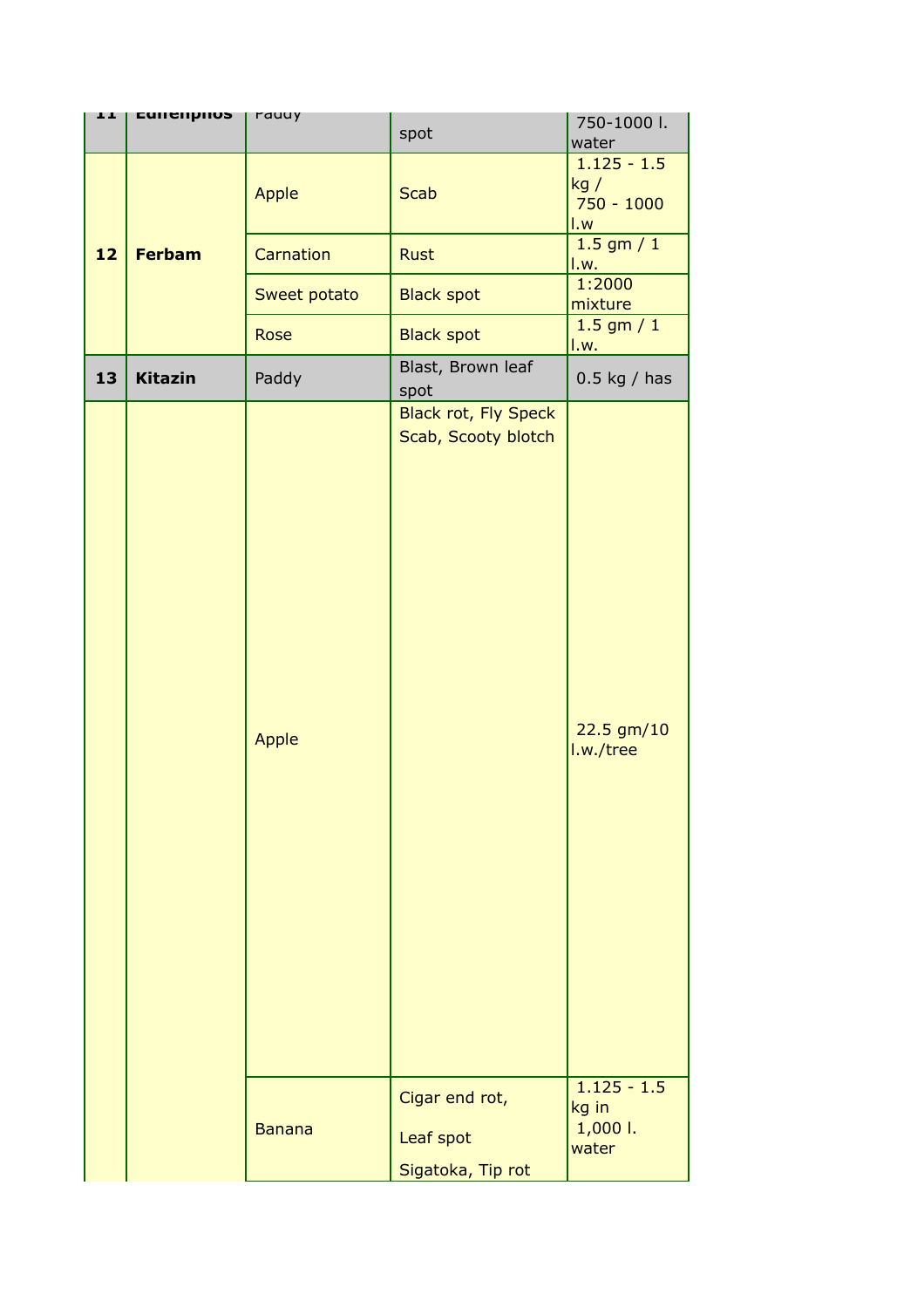| 11 | Edifenphos | Paddy | spot | 750-1000 l. water |
|---|---|---|---|---|
| 12 | Ferbam | Apple | Scab | 1.125 - 1.5 kg / 750 - 1000 l.w |
| | | Carnation | Rust | 1.5 gm / 1 l.w. |
| | | Sweet potato | Black spot | 1:2000 mixture |
| | | Rose | Black spot | 1.5 gm / 1 l.w. |
| 13 | Kitazin | Paddy | Blast, Brown leaf spot | 0.5 kg / has |
| | | Apple | Black rot, Fly Speck Scab, Scooty blotch | 22.5 gm/10 l.w./tree |
| | | Banana | Cigar end rot, Leaf spot Sigatoka, Tip rot | 1.125 - 1.5 kg in 1,000 l. water |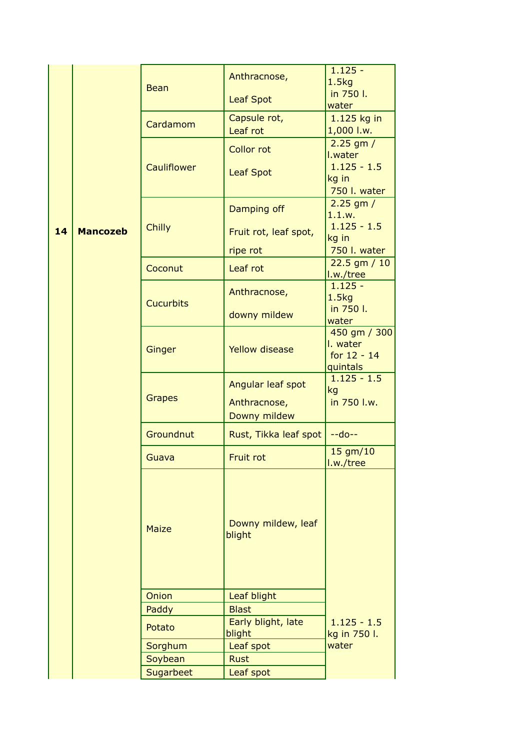| 14 | Mancozeb | Bean | Anthracnose, Leaf Spot | 1.125 - 1.5kg in 750 l. water |
|---|---|---|---|---|
| | | Cardamom | Capsule rot, Leaf rot | 1.125 kg in 1,000 l.w. |
| | | Cauliflower | Collor rot<br>Leaf Spot | 2.25 gm / l.water<br>1.125 - 1.5 kg in 750 l. water |
| | | Chilly | Damping off<br>Fruit rot, leaf spot, ripe rot | 2.25 gm / 1.1.w.<br>1.125 - 1.5 kg in 750 l. water |
| | | Coconut | Leaf rot | 22.5 gm / 10 l.w./tree |
| | | Cucurbits | Anthracnose, downy mildew | 1.125 - 1.5kg in 750 l. water |
| | | Ginger | Yellow disease | 450 gm / 300 l. water for 12 - 14 quintals |
| | | Grapes | Angular leaf spot Anthracnose, Downy mildew | 1.125 - 1.5 kg in 750 l.w. |
| | | Groundnut | Rust, Tikka leaf spot | --do-- |
| | | Guava | Fruit rot | 15 gm/10 l.w./tree |
| | | Maize | Downy mildew, leaf blight | 1.125 - 1.5 kg in 750 l. water |
| | | Onion | Leaf blight | |
| | | Paddy | Blast | |
| | | Potato | Early blight, late blight | |
| | | Sorghum | Leaf spot | |
| | | Soybean | Rust | |
| | | Sugarbeet | Leaf spot | |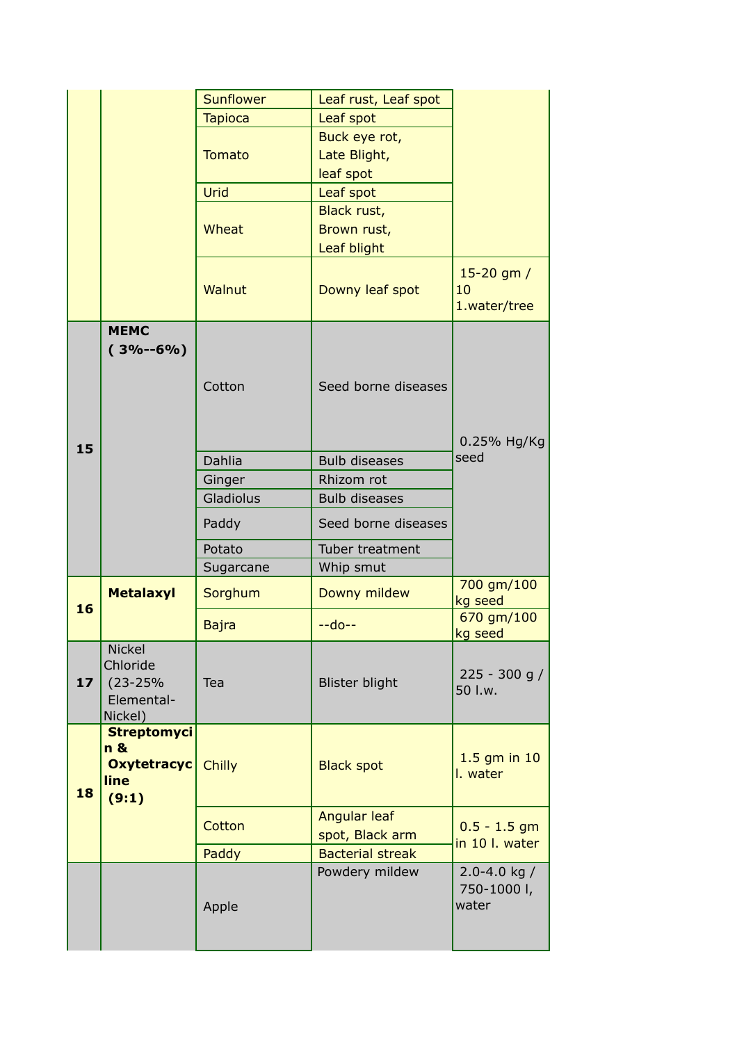| | | Sunflower | Leaf rust, Leaf spot | |
|---|---|---|---|---|
| | | Tapioca | Leaf spot | |
| | | Tomato | Buck eye rot, Late Blight, leaf spot | |
| | | Urid | Leaf spot | |
| | | Wheat | Black rust, Brown rust, Leaf blight | |
| | | Walnut | Downy leaf spot | 15-20 gm / 10 1.water/tree |
| 15 | **MEMC ( 3%--6%)** | Cotton | Seed borne diseases | 0.25% Hg/Kg seed |
| | | Dahlia | Bulb diseases | |
| | | Ginger | Rhizom rot | |
| | | Gladiolus | Bulb diseases | |
| | | Paddy | Seed borne diseases | |
| | | Potato | Tuber treatment | |
| | | Sugarcane | Whip smut | |
| 16 | **Metalaxyl** | Sorghum | Downy mildew | 700 gm/100 kg seed |
| | | Bajra | --do-- | 670 gm/100 kg seed |
| 17 | Nickel Chloride (23-25% Elemental-Nickel) | Tea | Blister blight | 225 - 300 g / 50 l.w. |
| 18 | **Streptomycin & Oxytetracycline (9:1)** | Chilly | Black spot | 1.5 gm in 10 l. water |
| | | Cotton | Angular leaf spot, Black arm | 0.5 - 1.5 gm in 10 l. water |
| | | Paddy | Bacterial streak | |
| | | Apple | Powdery mildew | 2.0-4.0 kg / 750-1000 l, water |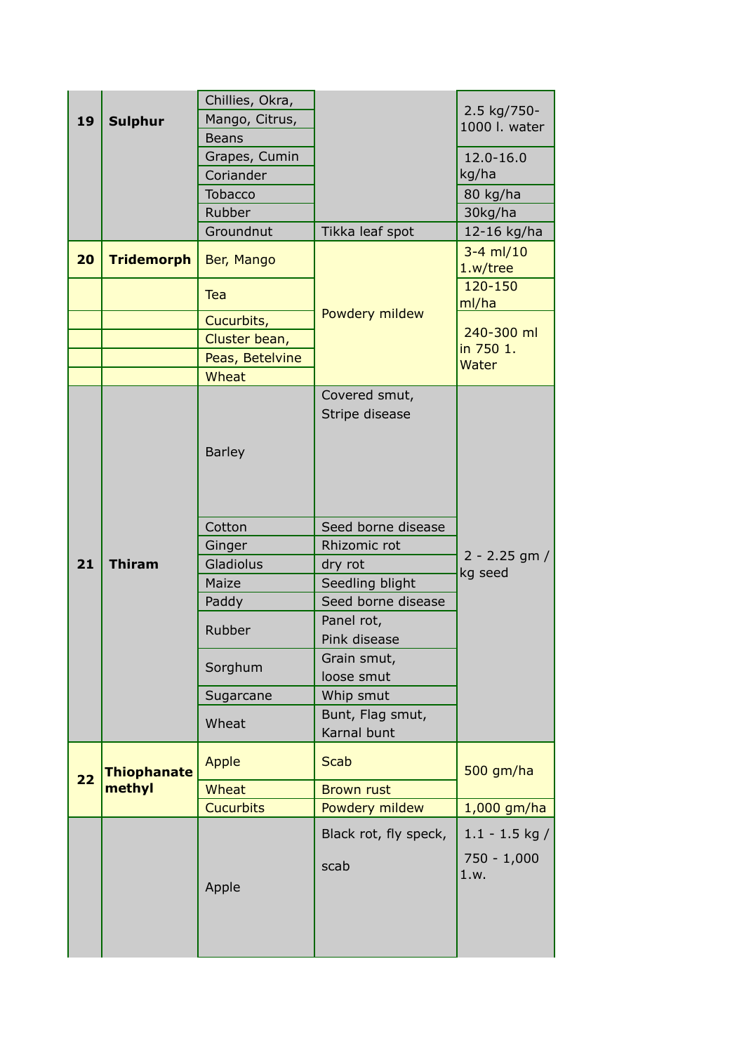| 19 | Sulphur | Chillies, Okra, | | 2.5 kg/750-1000 l. water |
|---|---|---|---|---|
| | | Mango, Citrus, | | |
| | | Beans | | |
| | | Grapes, Cumin | | 12.0-16.0 kg/ha |
| | | Coriander | | |
| | | Tobacco | | 80 kg/ha |
| | | Rubber | | 30kg/ha |
| | | Groundnut | Tikka leaf spot | 12-16 kg/ha |
| 20 | Tridemorph | Ber, Mango | Powdery mildew | 3-4 ml/10 1.w/tree |
| | | Tea | | 120-150 ml/ha |
| | | Cucurbits, | | 240-300 ml in 750 1. Water |
| | | Cluster bean, | | |
| | | Peas, Betelvine | | |
| | | Wheat | | |
| 21 | Thiram | Barley | Covered smut, Stripe disease | 2 - 2.25 gm / kg seed |
| | | Cotton | Seed borne disease | |
| | | Ginger | Rhizomic rot | |
| | | Gladiolus | dry rot | |
| | | Maize | Seedling blight | |
| | | Paddy | Seed borne disease | |
| | | Rubber | Panel rot, Pink disease | |
| | | Sorghum | Grain smut, loose smut | |
| | | Sugarcane | Whip smut | |
| | | Wheat | Bunt, Flag smut, Karnal bunt | |
| 22 | Thiophanate methyl | Apple | Scab | 500 gm/ha |
| | | Wheat | Brown rust | |
| | | Cucurbits | Powdery mildew | 1,000 gm/ha |
| | | Apple | Black rot, fly speck, scab | 1.1 - 1.5 kg / 750 - 1,000 1.w. |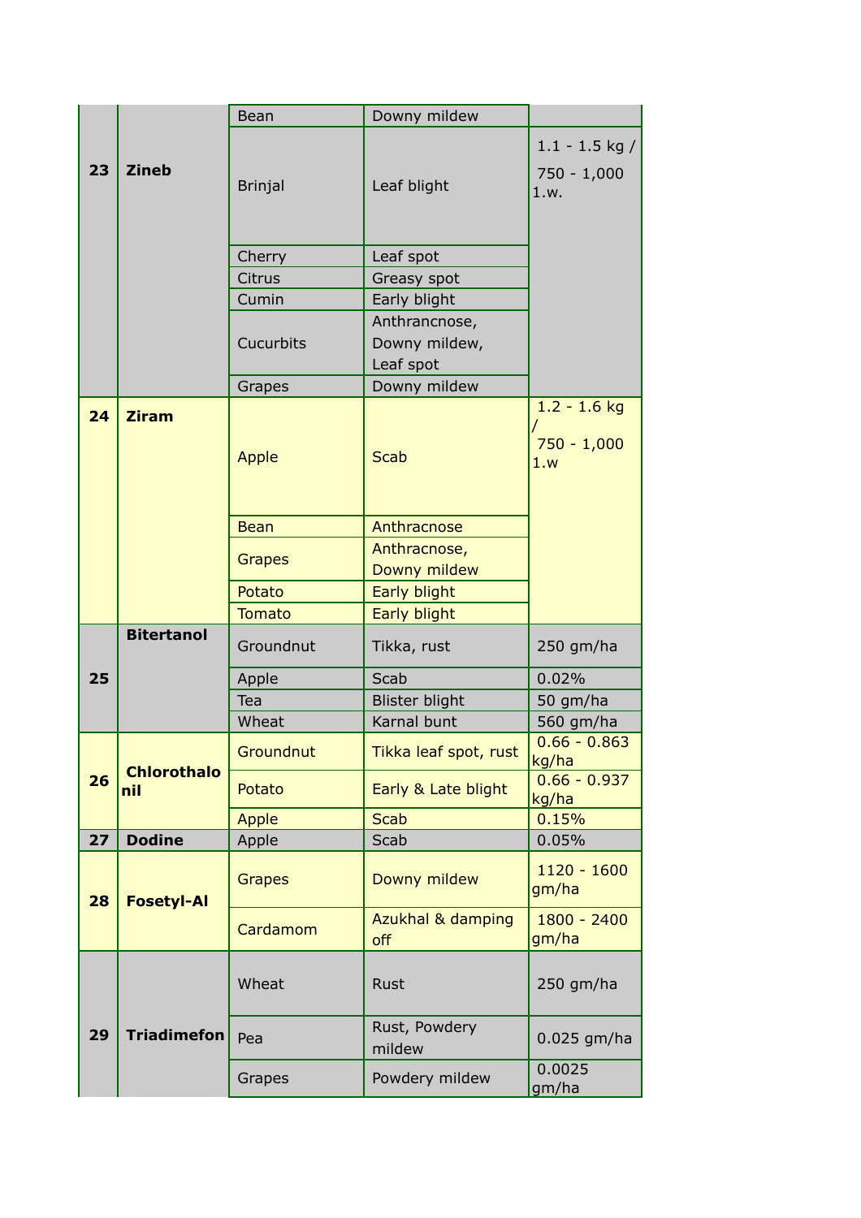| | | | | |
|---|---|---|---|---|
| 23 | Zineb | Bean | Downy mildew | 1.1 - 1.5 kg / 750 - 1,000 1.w. |
| | | Brinjal | Leaf blight | |
| | | Cherry | Leaf spot | |
| | | Citrus | Greasy spot | |
| | | Cumin | Early blight | |
| | | Cucurbits | Anthrancnose, Downy mildew, Leaf spot | |
| | | Grapes | Downy mildew | |
| 24 | Ziram | Apple | Scab | 1.2 - 1.6 kg / 750 - 1,000 1.w |
| | | Bean | Anthracnose | |
| | | Grapes | Anthracnose, Downy mildew | |
| | | Potato | Early blight | |
| | | Tomato | Early blight | |
| 25 | Bitertanol | Groundnut | Tikka, rust | 250 gm/ha |
| | | Apple | Scab | 0.02% |
| | | Tea | Blister blight | 50 gm/ha |
| | | Wheat | Karnal bunt | 560 gm/ha |
| 26 | Chlorothalonil | Groundnut | Tikka leaf spot, rust | 0.66 - 0.863 kg/ha |
| | | Potato | Early & Late blight | 0.66 - 0.937 kg/ha |
| | | Apple | Scab | 0.15% |
| 27 | Dodine | Apple | Scab | 0.05% |
| 28 | Fosetyl-Al | Grapes | Downy mildew | 1120 - 1600 gm/ha |
| | | Cardamom | Azukhal & damping off | 1800 - 2400 gm/ha |
| 29 | Triadimefon | Wheat | Rust | 250 gm/ha |
| | | Pea | Rust, Powdery mildew | 0.025 gm/ha |
| | | Grapes | Powdery mildew | 0.0025 gm/ha |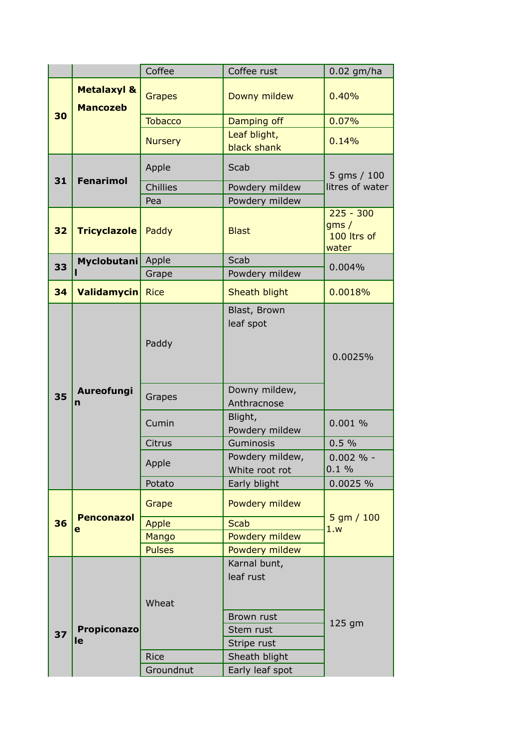| | | Coffee | Coffee rust | 0.02 gm/ha |
|---|---|---|---|---|
| **30** | **Metalaxyl & Mancozeb** | Grapes | Downy mildew | 0.40% |
| | | Tobacco | Damping off | 0.07% |
| | | Nursery | Leaf blight, black shank | 0.14% |
| **31** | **Fenarimol** | Apple | Scab | 5 gms / 100 litres of water |
| | | Chillies | Powdery mildew | |
| | | Pea | Powdery mildew | |
| **32** | **Tricyclazole** | Paddy | Blast | 225 - 300 gms / 100 ltrs of water |
| **33** | **Myclobutanil** | Apple | Scab | 0.004% |
| | | Grape | Powdery mildew | |
| **34** | **Validamycin** | Rice | Sheath blight | 0.0018% |
| **35** | **Aureofungin** | Paddy | Blast, Brown leaf spot | 0.0025% |
| | | Grapes | Downy mildew, Anthracnose | |
| | | Cumin | Blight, Powdery mildew | 0.001 % |
| | | Citrus | Guminosis | 0.5 % |
| | | Apple | Powdery mildew, White root rot | 0.002 % - 0.1 % |
| | | Potato | Early blight | 0.0025 % |
| **36** | **Penconazole** | Grape | Powdery mildew | 5 gm / 100 1.w |
| | | Apple | Scab | |
| | | Mango | Powdery mildew | |
| | | Pulses | Powdery mildew | |
| **37** | **Propiconazole** | Wheat | Karnal bunt, leaf rust | 125 gm |
| | | | Brown rust | |
| | | | Stem rust | |
| | | | Stripe rust | |
| | | Rice | Sheath blight | |
| | | Groundnut | Early leaf spot | |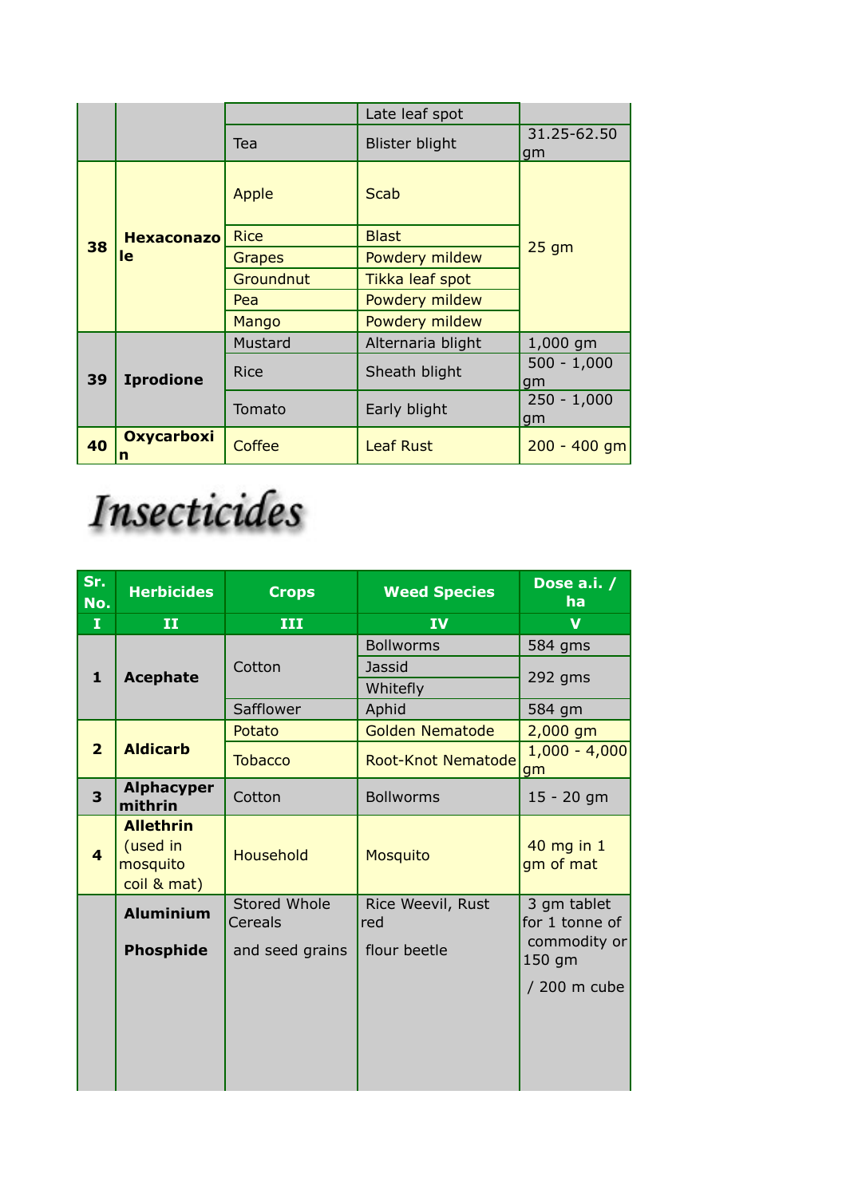| | | | | |
|---|---|---|---|---|
| | | | Late leaf spot | |
| | | Tea | Blister blight | 31.25-62.50 gm |
| 38 | **Hexaconazole** | Apple | Scab | 25 gm |
| | | Rice | Blast | |
| | | Grapes | Powdery mildew | |
| | | Groundnut | Tikka leaf spot | |
| | | Pea | Powdery mildew | |
| | | Mango | Powdery mildew | |
| 39 | **Iprodione** | Mustard | Alternaria blight | 1,000 gm |
| | | Rice | Sheath blight | 500 - 1,000 gm |
| | | Tomato | Early blight | 250 - 1,000 gm |
| 40 | **Oxycarboxin** | Coffee | Leaf Rust | 200 - 400 gm |

# Insecticides

| Sr. No. | Herbicides | Crops | Weed Species | Dose a.i. / ha |
|---|---|---|---|---|
| I | II | III | IV | V |
| 1 | **Acephate** | Cotton | Bollworms | 584 gms |
| | | | Jassid | 292 gms |
| | | | Whitefly | |
| | | Safflower | Aphid | 584 gm |
| 2 | **Aldicarb** | Potato | Golden Nematode | 2,000 gm |
| | | Tobacco | Root-Knot Nematode | 1,000 - 4,000 gm |
| 3 | **Alphacypermithrin** | Cotton | Bollworms | 15 - 20 gm |
| 4 | **Allethrin** (used in mosquito coil & mat) | Household | Mosquito | 40 mg in 1 gm of mat |
| | **Aluminium Phosphide** | Stored Whole Cereals and seed grains | Rice Weevil, Rust red flour beetle | 3 gm tablet for 1 tonne of commodity or 150 gm / 200 m cube |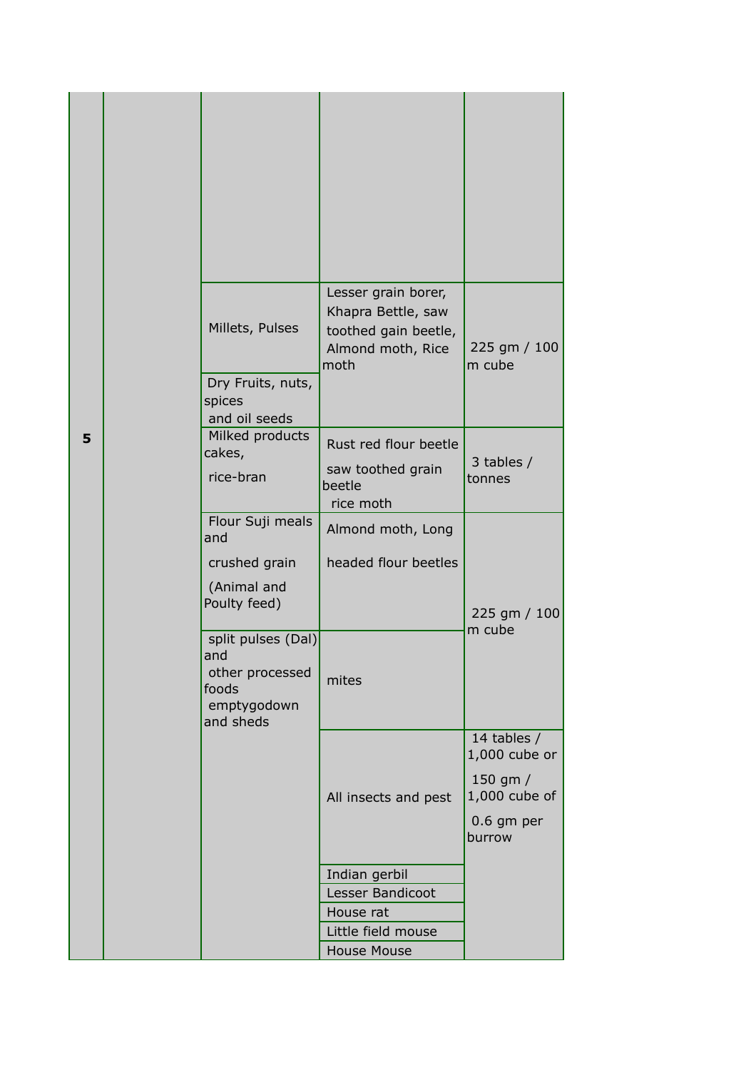| | | | | |
|---|---|---|---|---|
| 5 | | | | |
| | | Millets, Pulses | Lesser grain borer, Khapra Bettle, saw toothed gain beetle, Almond moth, Rice moth | 225 gm / 100 m cube |
| | | Dry Fruits, nuts, spices and oil seeds | | |
| | | Milked products cakes, rice-bran | Rust red flour beetle saw toothed grain beetle rice moth | 3 tables / tonnes |
| | | Flour Suji meals and crushed grain (Animal and Poulty feed) | Almond moth, Long headed flour beetles | 225 gm / 100 m cube |
| | | split pulses (Dal) and other processed foods emptygodown and sheds | mites | |
| | | | All insects and pest | 14 tables / 1,000 cube or 150 gm / 1,000 cube of 0.6 gm per burrow |
| | | | Indian gerbil | |
| | | | Lesser Bandicoot | |
| | | | House rat | |
| | | | Little field mouse | |
| | | | House Mouse | |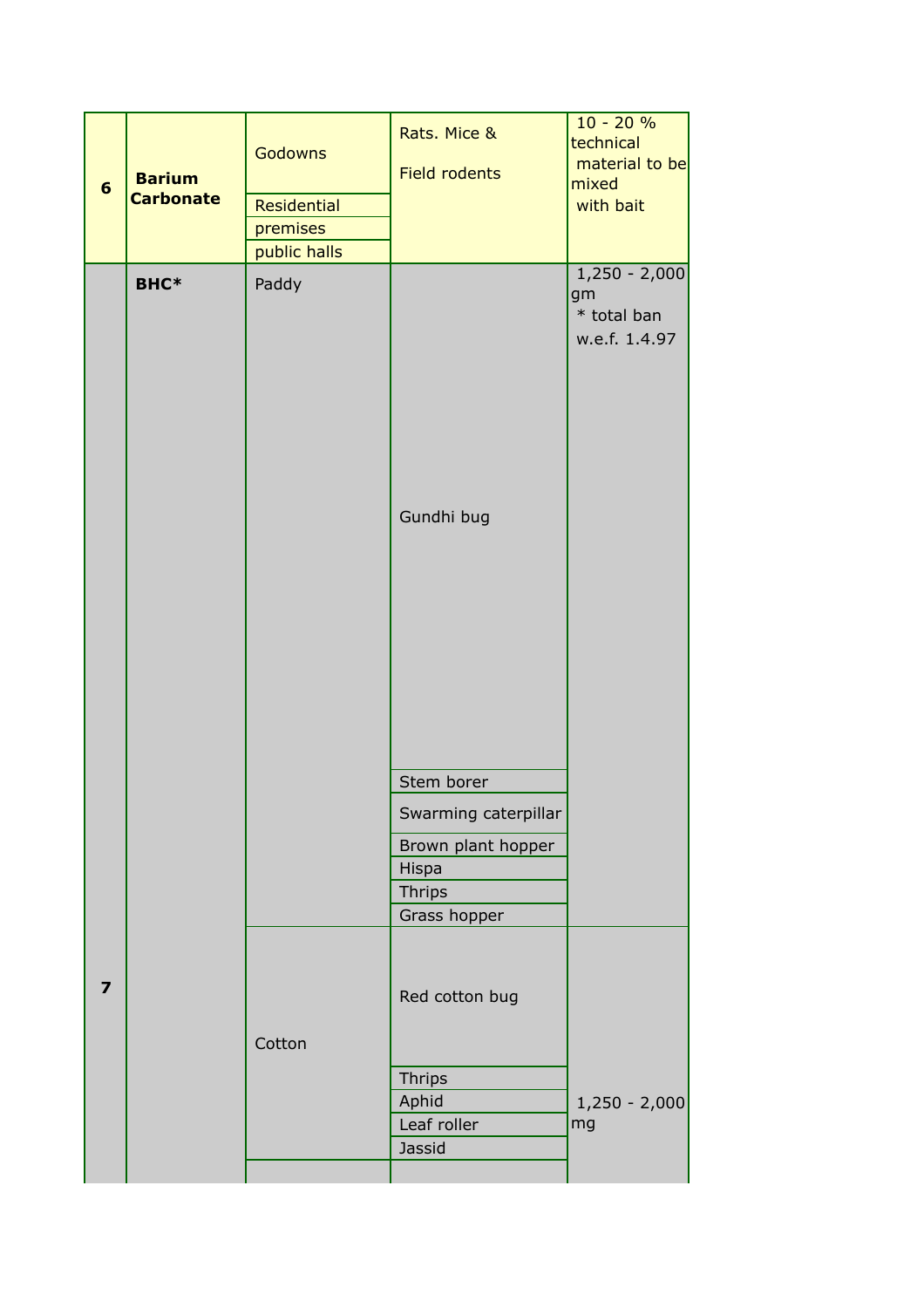| 6 | **Barium Carbonate** | Godowns | Rats. Mice & Field rodents | 10 - 20 % technical material to be mixed with bait |
|---|---|---|---|---|
| | | Residential premises | | |
| | | public halls | | |
| 7 | **BHC*** | Paddy | Gundhi bug | 1,250 - 2,000 gm * total ban w.e.f. 1.4.97 |
| | | | Stem borer | |
| | | | Swarming caterpillar | |
| | | | Brown plant hopper | |
| | | | Hispa | |
| | | | Thrips | |
| | | | Grass hopper | |
| | | Cotton | Red cotton bug | 1,250 - 2,000 mg |
| | | | Thrips | |
| | | | Aphid | |
| | | | Leaf roller | |
| | | | Jassid | |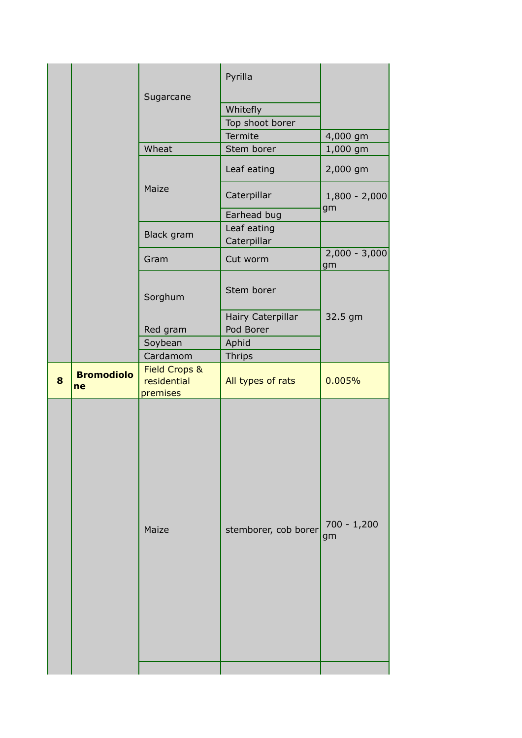| | | | | |
|---|---|---|---|---|
| | | Sugarcane | Pyrilla | |
| | | | Whitefly | |
| | | | Top shoot borer | |
| | | | Termite | 4,000 gm |
| | | Wheat | Stem borer | 1,000 gm |
| | | Maize | Leaf eating | 2,000 gm |
| | | | Caterpillar | 1,800 - 2,000 gm |
| | | | Earhead bug | |
| | | Black gram | Leaf eating Caterpillar | |
| | | Gram | Cut worm | 2,000 - 3,000 gm |
| | | Sorghum | Stem borer | 32.5 gm |
| | | | Hairy Caterpillar | |
| | | Red gram | Pod Borer | |
| | | Soybean | Aphid | |
| | | Cardamom | Thrips | |
| **8** | **Bromodiolone** | Field Crops & residential premises | All types of rats | 0.005% |
| | | Maize | stemborer, cob borer | 700 - 1,200 gm |
| | | | | |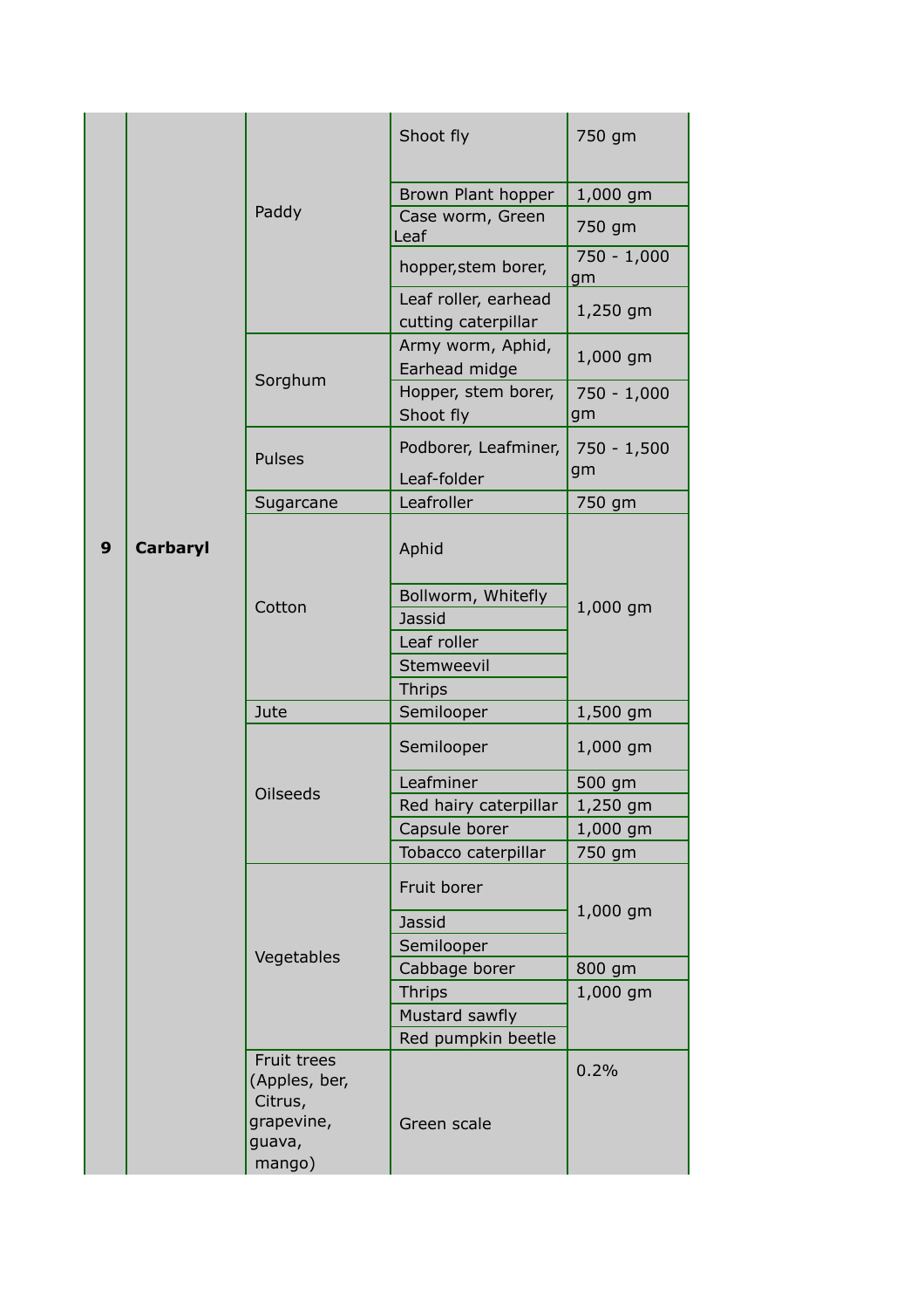| 9 | Carbaryl | Paddy | Shoot fly | 750 gm |
|---|---|---|---|---|
| | | | Brown Plant hopper | 1,000 gm |
| | | | Case worm, Green Leaf | 750 gm |
| | | | hopper,stem borer, | 750 - 1,000 gm |
| | | | Leaf roller, earhead cutting caterpillar | 1,250 gm |
| | | Sorghum | Army worm, Aphid, Earhead midge | 1,000 gm |
| | | | Hopper, stem borer, Shoot fly | 750 - 1,000 gm |
| | | Pulses | Podborer, Leafminer, Leaf-folder | 750 - 1,500 gm |
| | | Sugarcane | Leafroller | 750 gm |
| | | Cotton | Aphid | 1,000 gm |
| | | | Bollworm, Whitefly | |
| | | | Jassid | |
| | | | Leaf roller | |
| | | | Stemweevil | |
| | | | Thrips | |
| | | Jute | Semilooper | 1,500 gm |
| | | Oilseeds | Semilooper | 1,000 gm |
| | | | Leafminer | 500 gm |
| | | | Red hairy caterpillar | 1,250 gm |
| | | | Capsule borer | 1,000 gm |
| | | | Tobacco caterpillar | 750 gm |
| | | Vegetables | Fruit borer | 1,000 gm |
| | | | Jassid | |
| | | | Semilooper | |
| | | | Cabbage borer | 800 gm |
| | | | Thrips | 1,000 gm |
| | | | Mustard sawfly | |
| | | | Red pumpkin beetle | |
| | | Fruit trees (Apples, ber, Citrus, grapevine, guava, mango) | Green scale | 0.2% |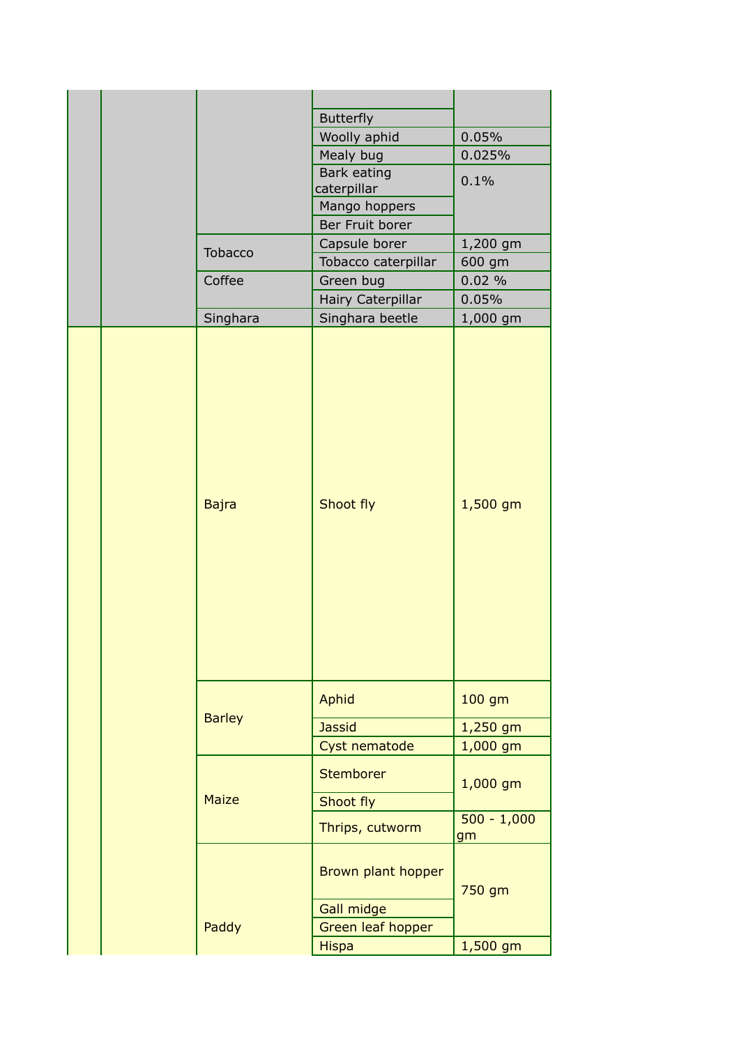| | | | | |
|---|---|---|---|---|
| | | | | |
| | | | Butterfly | |
| | | | Woolly aphid | 0.05% |
| | | | Mealy bug | 0.025% |
| | | | Bark eating caterpillar | 0.1% |
| | | | Mango hoppers | |
| | | | Ber Fruit borer | |
| | | Tobacco | Capsule borer | 1,200 gm |
| | | | Tobacco caterpillar | 600 gm |
| | | Coffee | Green bug | 0.02 % |
| | | | Hairy Caterpillar | 0.05% |
| | | Singhara | Singhara beetle | 1,000 gm |
| | | Bajra | Shoot fly | 1,500 gm |
| | | Barley | Aphid | 100 gm |
| | | | Jassid | 1,250 gm |
| | | | Cyst nematode | 1,000 gm |
| | | Maize | Stemborer | 1,000 gm |
| | | | Shoot fly | |
| | | | Thrips, cutworm | 500 - 1,000 gm |
| | | Paddy | Brown plant hopper | 750 gm |
| | | | Gall midge | |
| | | | Green leaf hopper | |
| | | | Hispa | 1,500 gm |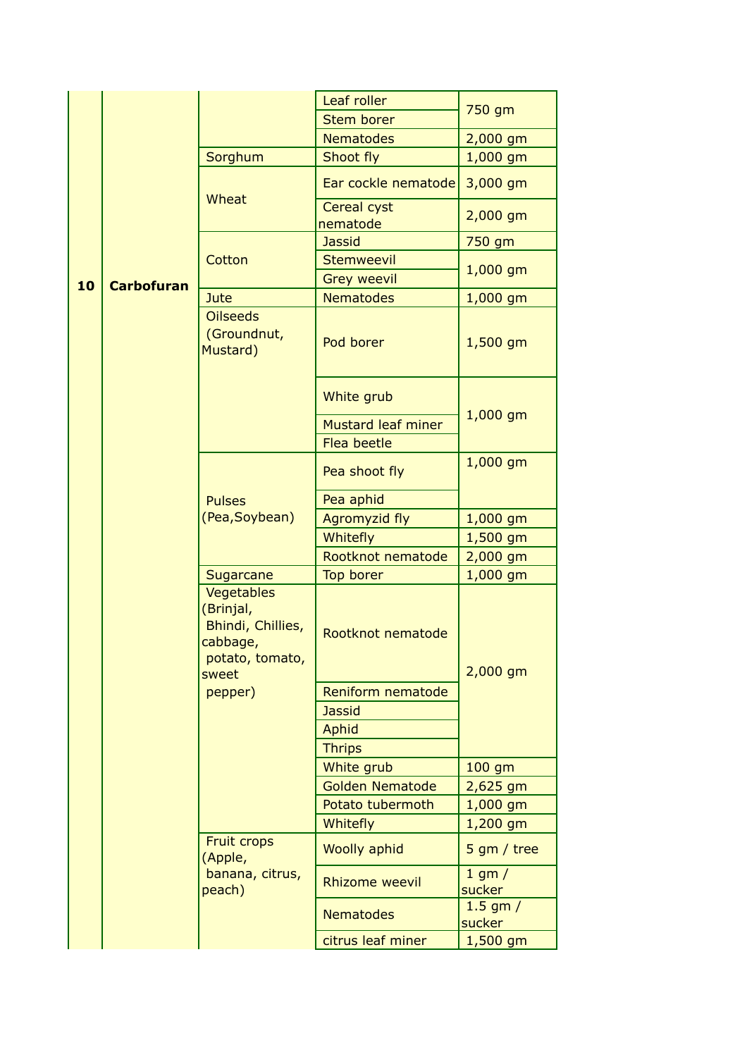| | | | | |
|---|---|---|---|---|
| 10 | Carbofuran | | Leaf roller | 750 gm |
| | | | Stem borer | |
| | | | Nematodes | 2,000 gm |
| | | Sorghum | Shoot fly | 1,000 gm |
| | | Wheat | Ear cockle nematode | 3,000 gm |
| | | | Cereal cyst nematode | 2,000 gm |
| | | Cotton | Jassid | 750 gm |
| | | | Stemweevil | 1,000 gm |
| | | | Grey weevil | |
| | | Jute | Nematodes | 1,000 gm |
| | | Oilseeds (Groundnut, Mustard) | Pod borer | 1,500 gm |
| | | | White grub | 1,000 gm |
| | | | Mustard leaf miner | |
| | | | Flea beetle | |
| | | Pulses (Pea,Soybean) | Pea shoot fly | 1,000 gm |
| | | | Pea aphid | |
| | | | Agromyzid fly | 1,000 gm |
| | | | Whitefly | 1,500 gm |
| | | | Rootknot nematode | 2,000 gm |
| | | Sugarcane | Top borer | 1,000 gm |
| | | Vegetables (Brinjal, Bhindi, Chillies, cabbage, potato, tomato, sweet pepper) | Rootknot nematode | 2,000 gm |
| | | | Reniform nematode | |
| | | | Jassid | |
| | | | Aphid | |
| | | | Thrips | |
| | | | White grub | 100 gm |
| | | | Golden Nematode | 2,625 gm |
| | | | Potato tubermoth | 1,000 gm |
| | | | Whitefly | 1,200 gm |
| | | Fruit crops (Apple, banana, citrus, peach) | Woolly aphid | 5 gm / tree |
| | | | Rhizome weevil | 1 gm / sucker |
| | | | Nematodes | 1.5 gm / sucker |
| | | | citrus leaf miner | 1,500 gm |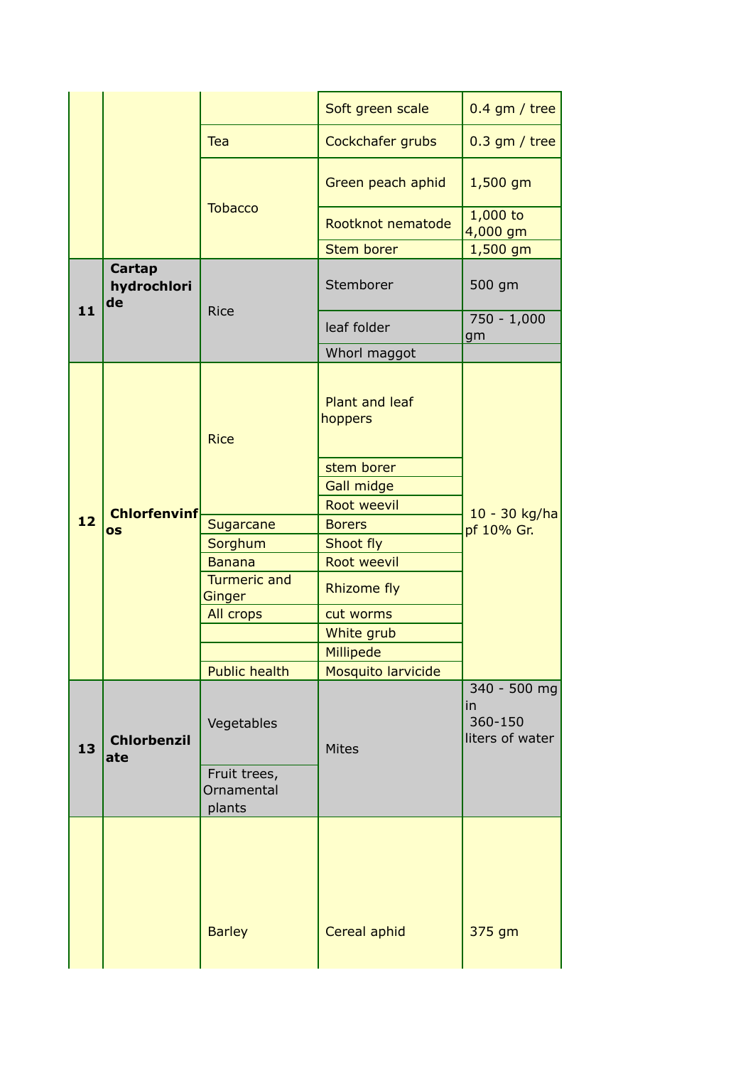| | | | | |
|---|---|---|---|---|
| | | | Soft green scale | 0.4 gm / tree |
| | | Tea | Cockchafer grubs | 0.3 gm / tree |
| | | Tobacco | Green peach aphid | 1,500 gm |
| | | | Rootknot nematode | 1,000 to 4,000 gm |
| | | | Stem borer | 1,500 gm |
| **11** | **Cartap hydrochloride** | Rice | Stemborer | 500 gm |
| | | | leaf folder | 750 - 1,000 gm |
| | | | Whorl maggot | |
| **12** | **Chlorfenvinfos** | Rice | Plant and leaf hoppers | 10 - 30 kg/ha pf 10% Gr. |
| | | | stem borer | |
| | | | Gall midge | |
| | | | Root weevil | |
| | | Sugarcane | Borers | |
| | | Sorghum | Shoot fly | |
| | | Banana | Root weevil | |
| | | Turmeric and Ginger | Rhizome fly | |
| | | All crops | cut worms | |
| | | | White grub | |
| | | | Millipede | |
| | | Public health | Mosquito larvicide | |
| **13** | **Chlorbenzilate** | Vegetables | Mites | 340 - 500 mg in 360-150 liters of water |
| | | Fruit trees, Ornamental plants | | |
| | | Barley | Cereal aphid | 375 gm |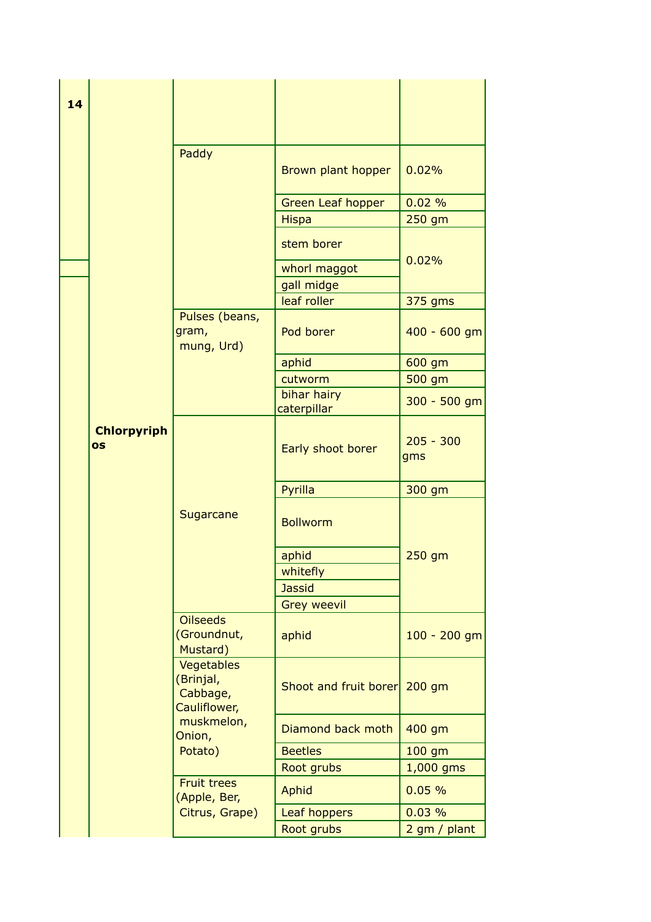| 14 | Chlorpyriphos | | | |
|---|---|---|---|---|
| | | Paddy | Brown plant hopper | 0.02% |
| | | | Green Leaf hopper | 0.02 % |
| | | | Hispa | 250 gm |
| | | | stem borer | 0.02% |
| | | | whorl maggot | |
| | | | gall midge | |
| | | | leaf roller | 375 gms |
| | | Pulses (beans, gram, mung, Urd) | Pod borer | 400 - 600 gm |
| | | | aphid | 600 gm |
| | | | cutworm | 500 gm |
| | | | bihar hairy caterpillar | 300 - 500 gm |
| | | Sugarcane | Early shoot borer | 205 - 300 gms |
| | | | Pyrilla | 300 gm |
| | | | Bollworm | 250 gm |
| | | | aphid | |
| | | | whitefly | |
| | | | Jassid | |
| | | | Grey weevil | |
| | | Oilseeds (Groundnut, Mustard) | aphid | 100 - 200 gm |
| | | Vegetables (Brinjal, Cabbage, Cauliflower, muskmelon, Onion, Potato) | Shoot and fruit borer | 200 gm |
| | | | Diamond back moth | 400 gm |
| | | | Beetles | 100 gm |
| | | | Root grubs | 1,000 gms |
| | | Fruit trees (Apple, Ber, Citrus, Grape) | Aphid | 0.05 % |
| | | | Leaf hoppers | 0.03 % |
| | | | Root grubs | 2 gm / plant |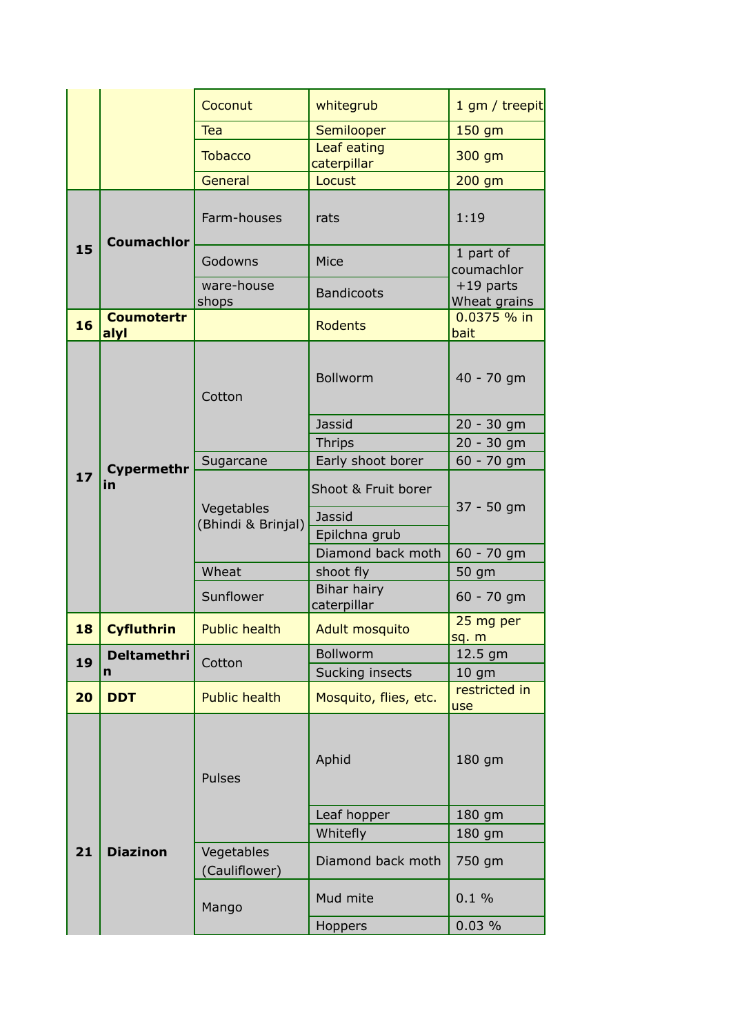| | | | | |
|---|---|---|---|---|
| | | Coconut | whitegrub | 1 gm / treepit |
| | | Tea | Semilooper | 150 gm |
| | | Tobacco | Leaf eating caterpillar | 300 gm |
| | | General | Locust | 200 gm |
| 15 | **Coumachlor** | Farm-houses | rats | 1:19 |
| | | Godowns | Mice | 1 part of coumachlor +19 parts Wheat grains |
| | | ware-house shops | Bandicoots | |
| 16 | **Coumotertralyl** | | Rodents | 0.0375 % in bait |
| 17 | **Cypermethrin** | Cotton | Bollworm | 40 - 70 gm |
| | | | Jassid | 20 - 30 gm |
| | | | Thrips | 20 - 30 gm |
| | | Sugarcane | Early shoot borer | 60 - 70 gm |
| | | Vegetables (Bhindi & Brinjal) | Shoot & Fruit borer | 37 - 50 gm |
| | | | Jassid | |
| | | | Epilchna grub | |
| | | | Diamond back moth | 60 - 70 gm |
| | | Wheat | shoot fly | 50 gm |
| | | Sunflower | Bihar hairy caterpillar | 60 - 70 gm |
| 18 | **Cyfluthrin** | Public health | Adult mosquito | 25 mg per sq. m |
| 19 | **Deltamethrin** | Cotton | Bollworm | 12.5 gm |
| | | | Sucking insects | 10 gm |
| 20 | **DDT** | Public health | Mosquito, flies, etc. | restricted in use |
| 21 | **Diazinon** | Pulses | Aphid | 180 gm |
| | | | Leaf hopper | 180 gm |
| | | | Whitefly | 180 gm |
| | | Vegetables (Cauliflower) | Diamond back moth | 750 gm |
| | | Mango | Mud mite | 0.1 % |
| | | | Hoppers | 0.03 % |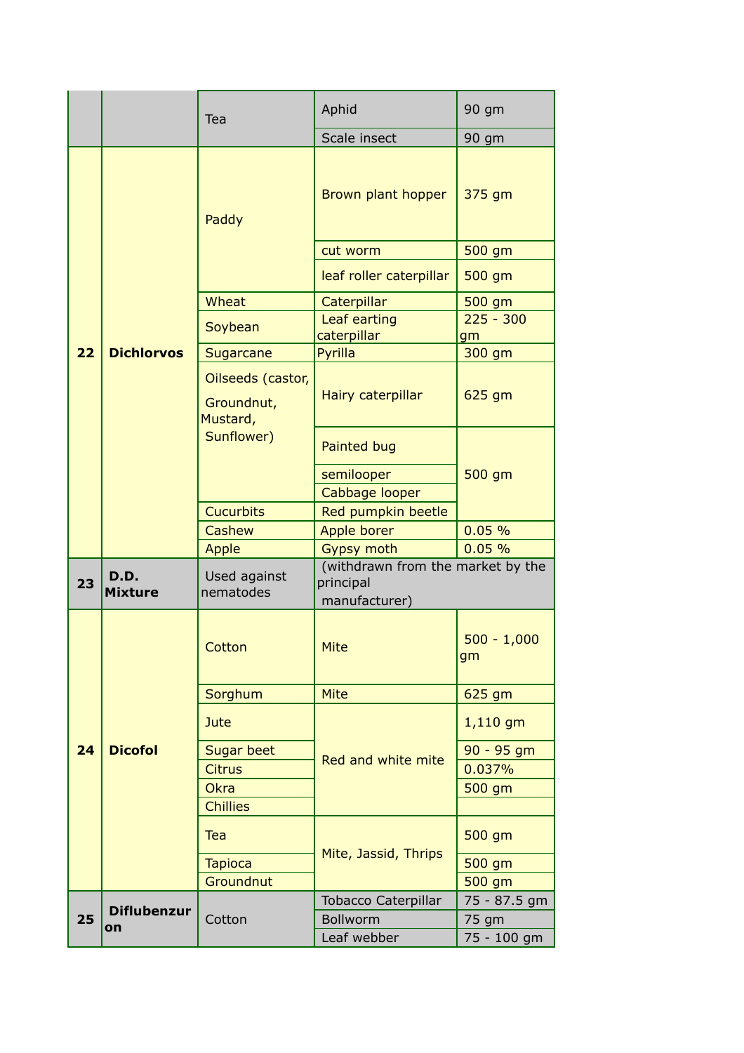| | | | | |
|---|---|---|---|---|
| | | Tea | Aphid | 90 gm |
| | | | Scale insect | 90 gm |
| 22 | **Dichlorvos** | Paddy | Brown plant hopper | 375 gm |
| | | | cut worm | 500 gm |
| | | | leaf roller caterpillar | 500 gm |
| | | Wheat | Caterpillar | 500 gm |
| | | Soybean | Leaf earting caterpillar | 225 - 300 gm |
| | | Sugarcane | Pyrilla | 300 gm |
| | | Oilseeds (castor, Groundnut, Mustard, Sunflower) | Hairy caterpillar | 625 gm |
| | | | Painted bug | 500 gm |
| | | | semilooper | |
| | | | Cabbage looper | |
| | | Cucurbits | Red pumpkin beetle | |
| | | Cashew | Apple borer | 0.05 % |
| | | Apple | Gypsy moth | 0.05 % |
| 23 | **D.D. Mixture** | Used against nematodes | (withdrawn from the market by the principal manufacturer) | |
| 24 | **Dicofol** | Cotton | Mite | 500 - 1,000 gm |
| | | Sorghum | Mite | 625 gm |
| | | Jute | Red and white mite | 1,110 gm |
| | | Sugar beet | | 90 - 95 gm |
| | | Citrus | | 0.037% |
| | | Okra | | 500 gm |
| | | Chillies | | |
| | | Tea | Mite, Jassid, Thrips | 500 gm |
| | | Tapioca | | 500 gm |
| | | Groundnut | | 500 gm |
| 25 | **Diflubenzuron** | Cotton | Tobacco Caterpillar | 75 - 87.5 gm |
| | | | Bollworm | 75 gm |
| | | | Leaf webber | 75 - 100 gm |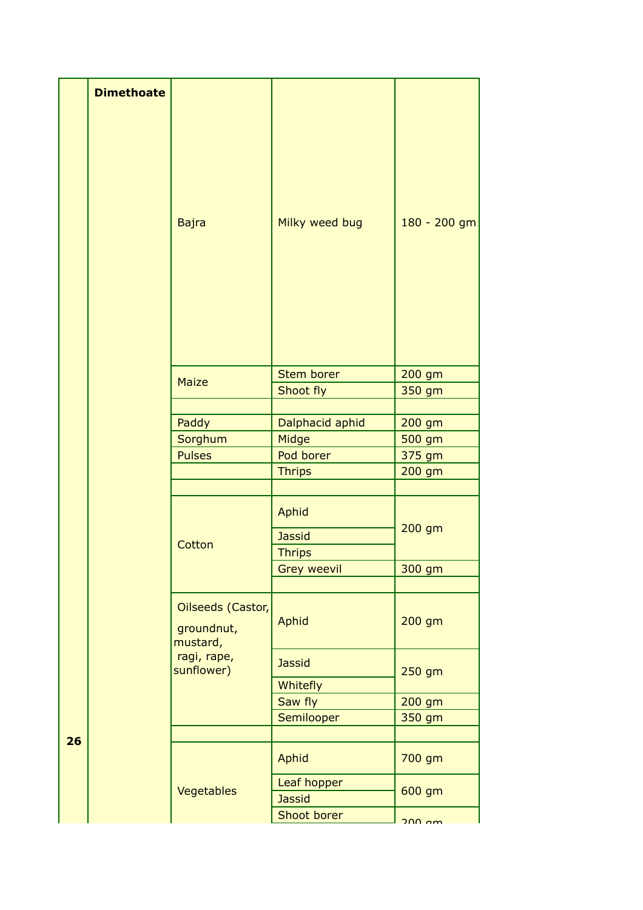| 26 | Dimethoate | Bajra | Milky weed bug | 180 - 200 gm |
|---|---|---|---|---|
| | | Maize | Stem borer | 200 gm |
| | | | Shoot fly | 350 gm |
| | | | | |
| | | Paddy | Dalphacid aphid | 200 gm |
| | | Sorghum | Midge | 500 gm |
| | | Pulses | Pod borer | 375 gm |
| | | | Thrips | 200 gm |
| | | | | |
| | | Cotton | Aphid | 200 gm |
| | | | Jassid | |
| | | | Thrips | |
| | | | Grey weevil | 300 gm |
| | | | | |
| | | Oilseeds (Castor, groundnut, mustard, ragi, rape, sunflower) | Aphid | 200 gm |
| | | | Jassid | 250 gm |
| | | | Whitefly | |
| | | | Saw fly | 200 gm |
| | | | Semilooper | 350 gm |
| | | | | |
| | | Vegetables | Aphid | 700 gm |
| | | | Leaf hopper | 600 gm |
| | | | Jassid | |
| | | | Shoot borer | 200 gm |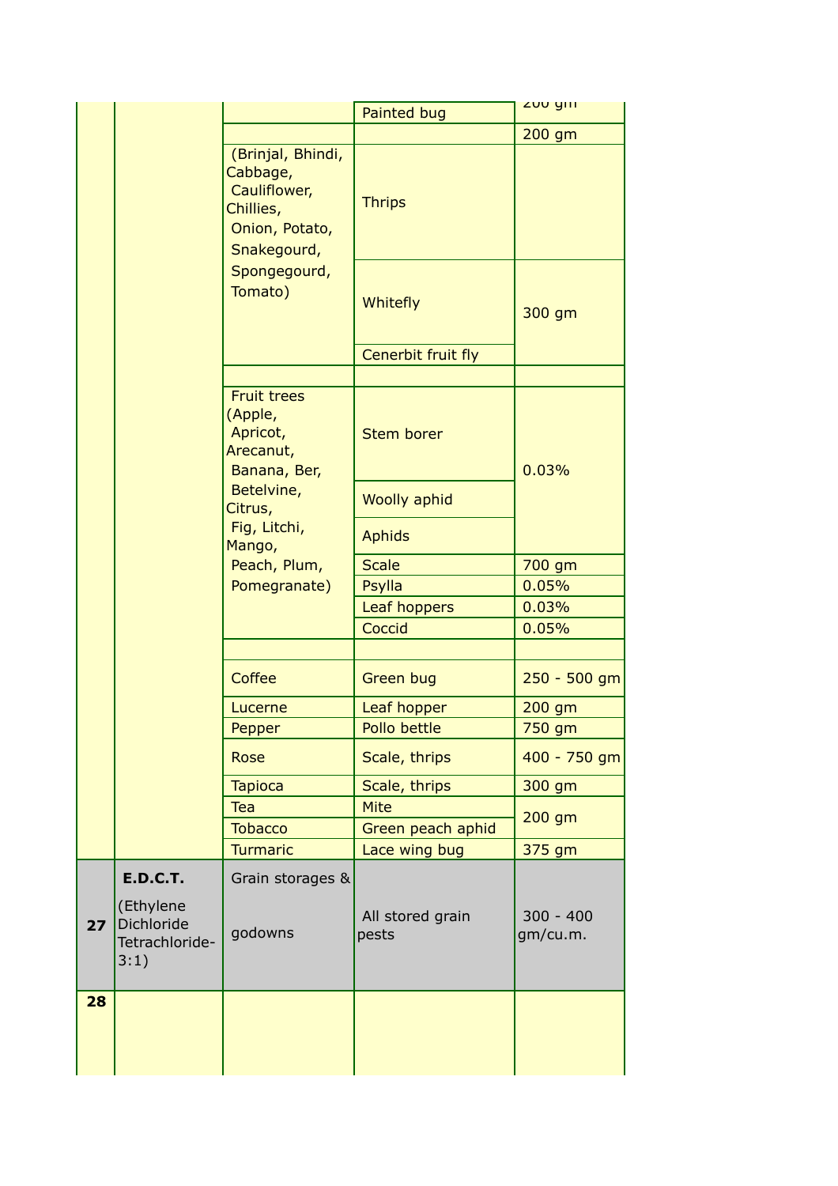| | | | | |
|---|---|---|---|---|
| | | | Painted bug | 200 gm |
| | | | | 200 gm |
| | | (Brinjal, Bhindi, Cabbage, Cauliflower, Chillies, Onion, Potato, Snakegourd, Spongegourd, Tomato) | Thrips | |
| | | | Whitefly | 300 gm |
| | | | Cenerbit fruit fly | |
| | | | | |
| | | Fruit trees (Apple, Apricot, Arecanut, Banana, Ber, Betelvine, Citrus, Fig, Litchi, Mango, Peach, Plum, Pomegranate) | Stem borer | 0.03% |
| | | | Woolly aphid | |
| | | | Aphids | |
| | | | Scale | 700 gm |
| | | | Psylla | 0.05% |
| | | | Leaf hoppers | 0.03% |
| | | | Coccid | 0.05% |
| | | | | |
| | | Coffee | Green bug | 250 - 500 gm |
| | | Lucerne | Leaf hopper | 200 gm |
| | | Pepper | Pollo bettle | 750 gm |
| | | Rose | Scale, thrips | 400 - 750 gm |
| | | Tapioca | Scale, thrips | 300 gm |
| | | Tea | Mite | 200 gm |
| | | Tobacco | Green peach aphid | |
| | | Turmaric | Lace wing bug | 375 gm |
| **27** | **E.D.C.T.** (Ethylene Dichloride Tetrachloride-3:1) | Grain storages & godowns | All stored grain pests | 300 - 400 gm/cu.m. |
| **28** | | | | |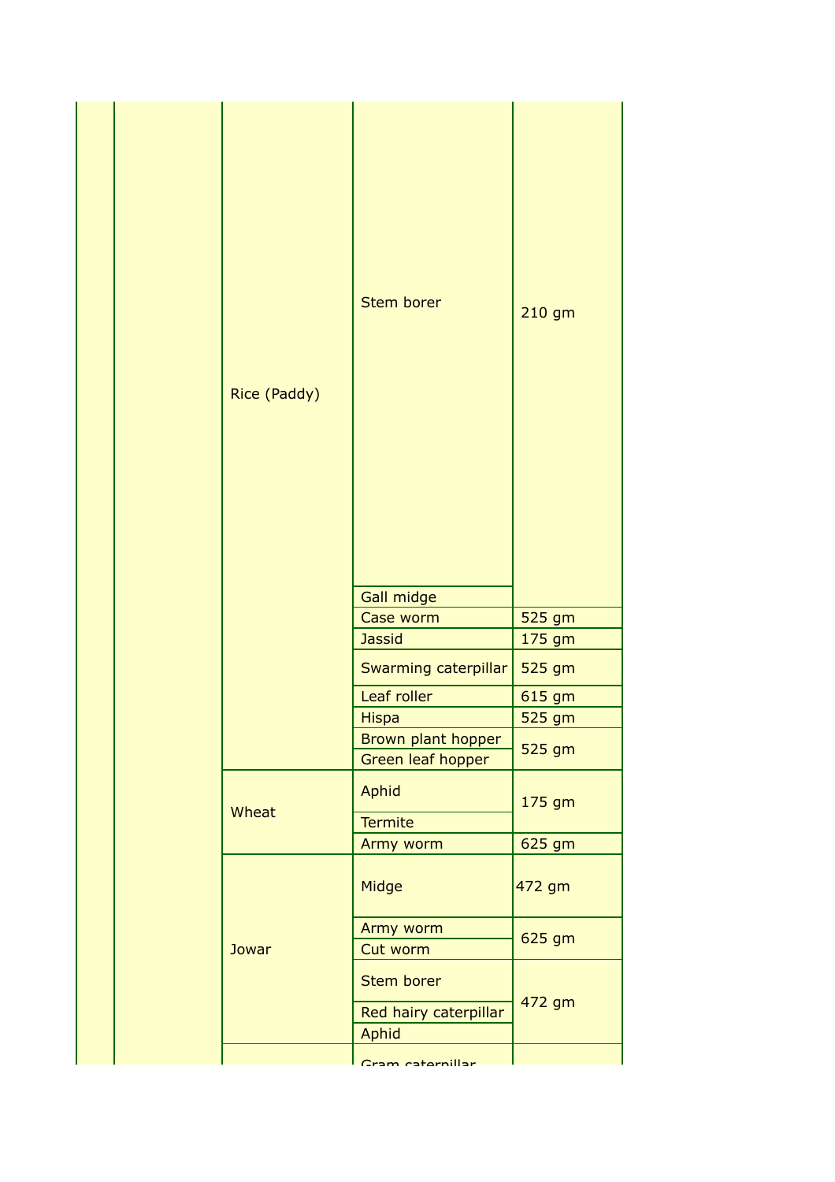| | | | | |
|---|---|---|---|---|
| | | Rice (Paddy) | Stem borer | 210 gm |
| | | | Gall midge | |
| | | | Case worm | 525 gm |
| | | | Jassid | 175 gm |
| | | | Swarming caterpillar | 525 gm |
| | | | Leaf roller | 615 gm |
| | | | Hispa | 525 gm |
| | | | Brown plant hopper | 525 gm |
| | | | Green leaf hopper | |
| | | Wheat | Aphid | 175 gm |
| | | | Termite | |
| | | | Army worm | 625 gm |
| | | Jowar | Midge | 472 gm |
| | | | Army worm | 625 gm |
| | | | Cut worm | |
| | | | Stem borer | 472 gm |
| | | | Red hairy caterpillar | |
| | | | Aphid | |
| | | | Gram caterpillar | |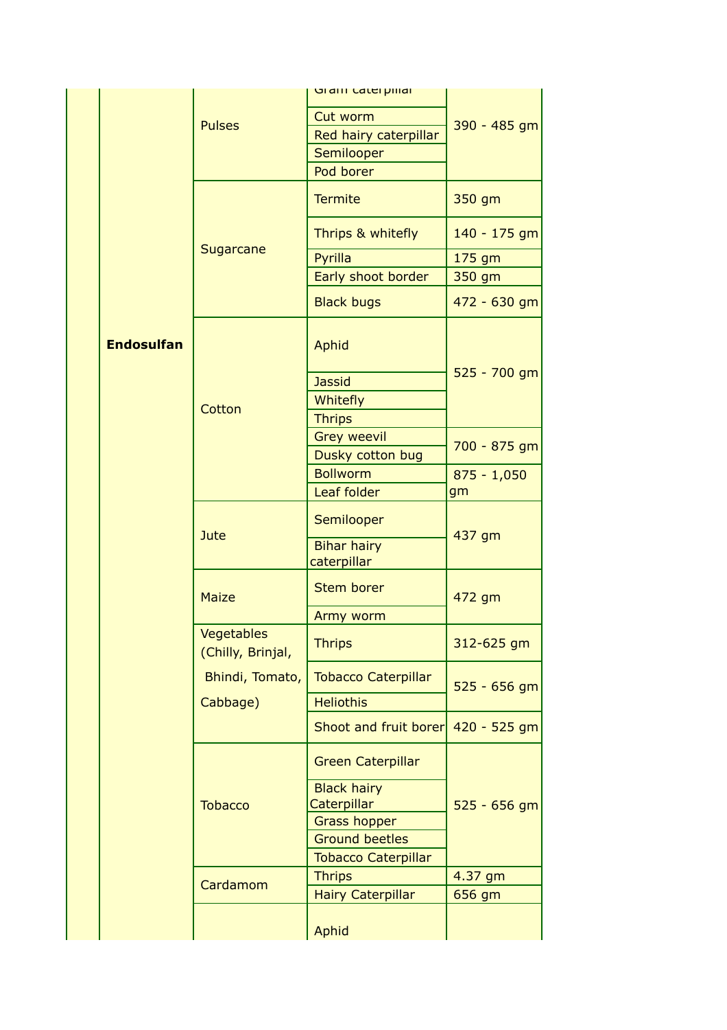| | | | | |
|---|---|---|---|---|
| | Endosulfan | Pulses | Gram caterpillar | 390 - 485 gm |
| | | | Cut worm | |
| | | | Red hairy caterpillar | |
| | | | Semilooper | |
| | | | Pod borer | |
| | | Sugarcane | Termite | 350 gm |
| | | | Thrips & whitefly | 140 - 175 gm |
| | | | Pyrilla | 175 gm |
| | | | Early shoot border | 350 gm |
| | | | Black bugs | 472 - 630 gm |
| | | Cotton | Aphid | 525 - 700 gm |
| | | | Jassid | |
| | | | Whitefly | |
| | | | Thrips | |
| | | | Grey weevil | 700 - 875 gm |
| | | | Dusky cotton bug | |
| | | | Bollworm | 875 - 1,050 gm |
| | | | Leaf folder | |
| | | Jute | Semilooper | 437 gm |
| | | | Bihar hairy caterpillar | |
| | | Maize | Stem borer | 472 gm |
| | | | Army worm | |
| | | Vegetables (Chilly, Brinjal, Bhindi, Tomato, Cabbage) | Thrips | 312-625 gm |
| | | | Tobacco Caterpillar | 525 - 656 gm |
| | | | Heliothis | |
| | | | Shoot and fruit borer | 420 - 525 gm |
| | | Tobacco | Green Caterpillar | 525 - 656 gm |
| | | | Black hairy Caterpillar | |
| | | | Grass hopper | |
| | | | Ground beetles | |
| | | | Tobacco Caterpillar | |
| | | Cardamom | Thrips | 4.37 gm |
| | | | Hairy Caterpillar | 656 gm |
| | | | Aphid | |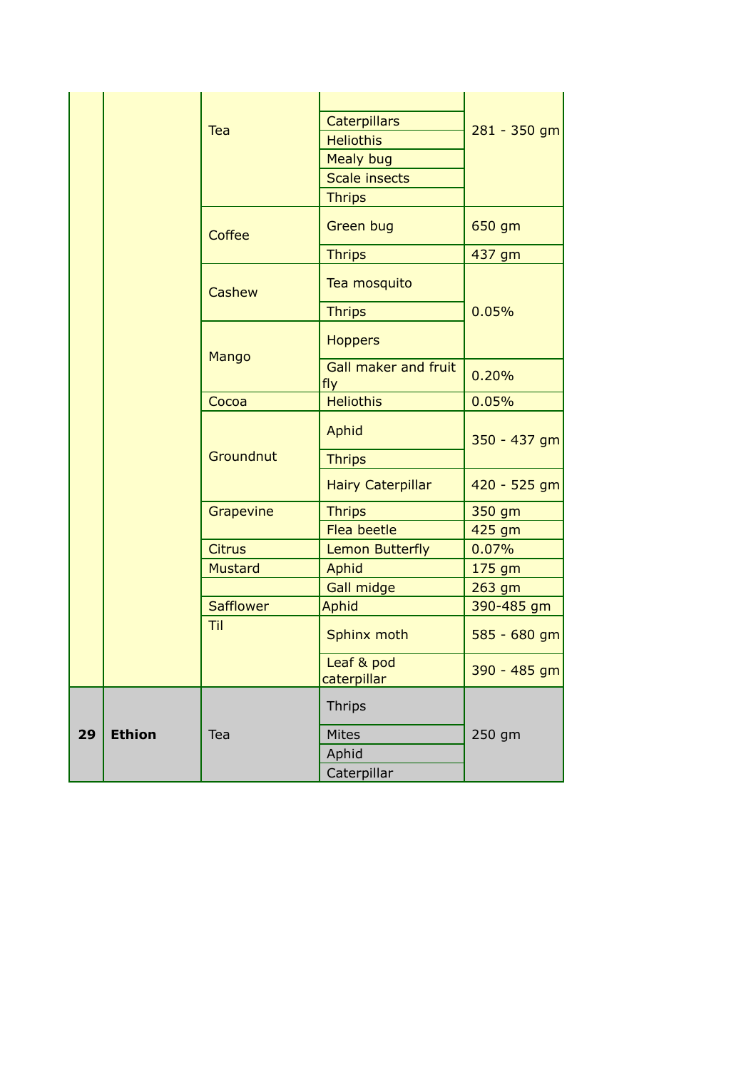| | | | | |
|---|---|---|---|---|
| | | Tea | | 281 - 350 gm |
| | | | Caterpillars | |
| | | | Heliothis | |
| | | | Mealy bug | |
| | | | Scale insects | |
| | | | Thrips | |
| | | Coffee | Green bug | 650 gm |
| | | | Thrips | 437 gm |
| | | Cashew | Tea mosquito | 0.05% |
| | | | Thrips | |
| | | Mango | Hoppers | |
| | | | Gall maker and fruit fly | 0.20% |
| | | Cocoa | Heliothis | 0.05% |
| | | Groundnut | Aphid | 350 - 437 gm |
| | | | Thrips | |
| | | | Hairy Caterpillar | 420 - 525 gm |
| | | Grapevine | Thrips | 350 gm |
| | | | Flea beetle | 425 gm |
| | | Citrus | Lemon Butterfly | 0.07% |
| | | Mustard | Aphid | 175 gm |
| | | | Gall midge | 263 gm |
| | | Safflower | Aphid | 390-485 gm |
| | | Til | Sphinx moth | 585 - 680 gm |
| | | | Leaf & pod caterpillar | 390 - 485 gm |
| **29** | **Ethion** | Tea | Thrips | 250 gm |
| | | | Mites | |
| | | | Aphid | |
| | | | Caterpillar | |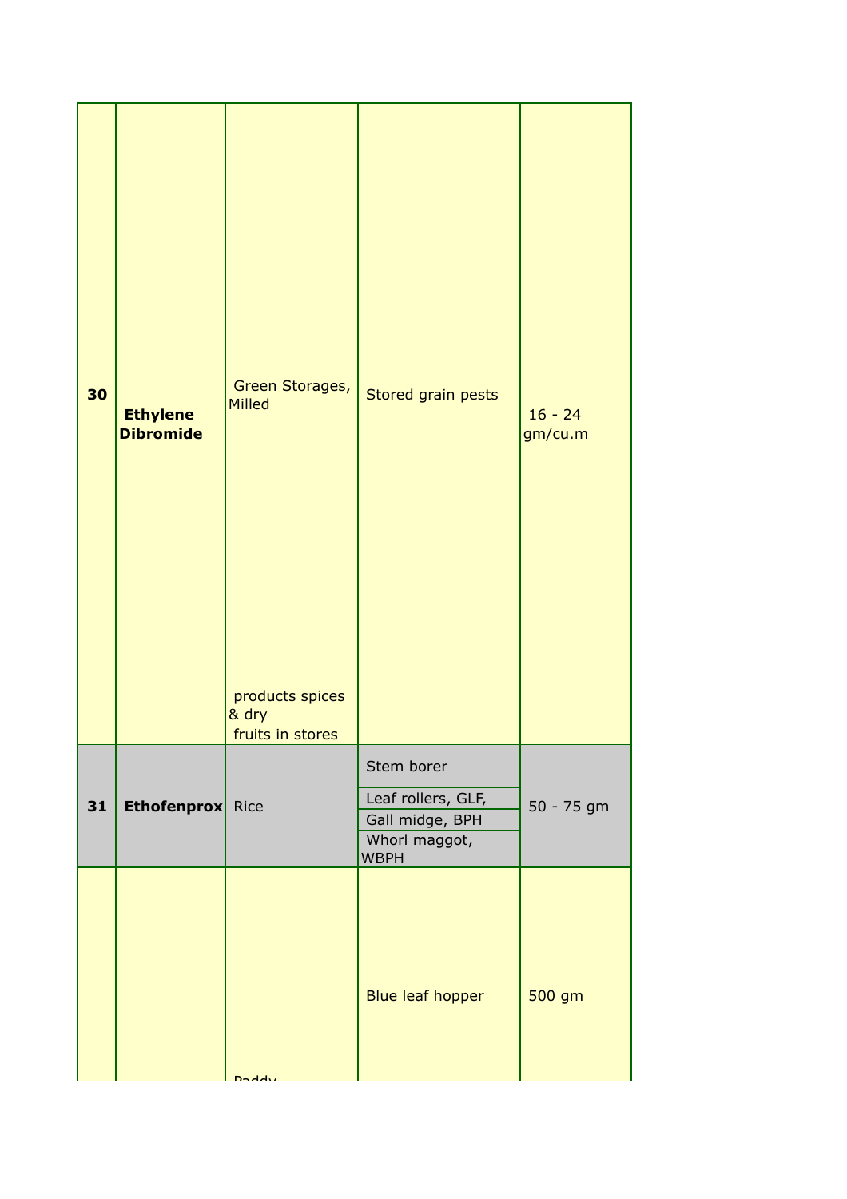| | | | | |
|---|---|---|---|---|
| **30** | **Ethylene Dibromide** | Green Storages, Milled products spices & dry fruits in stores | Stored grain pests | 16 - 24 gm/cu.m |
| **31** | **Ethofenprox** | Rice | Stem borer<br>Leaf rollers, GLF,<br>Gall midge, BPH<br>Whorl maggot, WBPH | 50 - 75 gm |
| | | Paddy | Blue leaf hopper | 500 gm |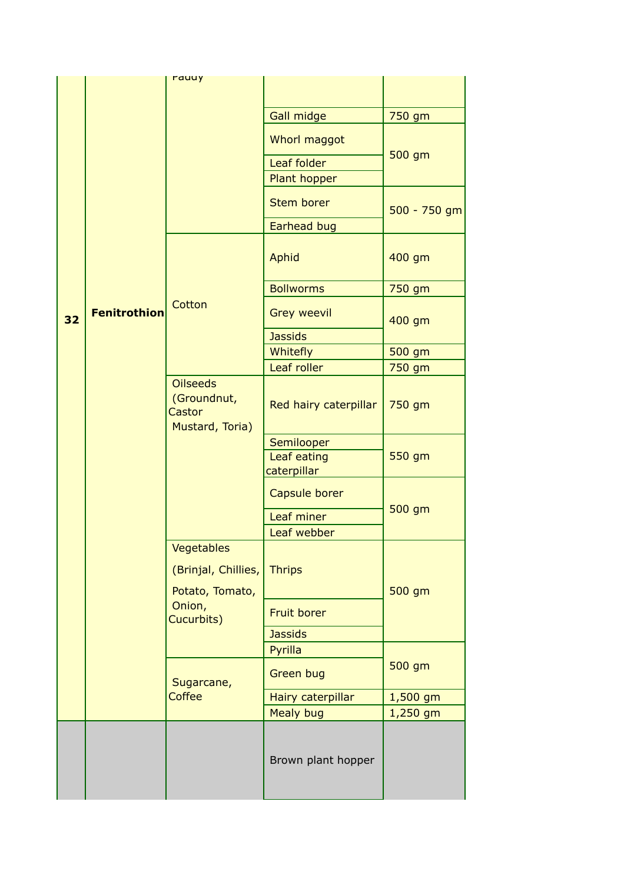| 32 | Fenitrothion | Paddy | | |
|---|---|---|---|---|
| | | | Gall midge | 750 gm |
| | | | Whorl maggot | 500 gm |
| | | | Leaf folder | |
| | | | Plant hopper | |
| | | | Stem borer | 500 - 750 gm |
| | | | Earhead bug | |
| | | Cotton | Aphid | 400 gm |
| | | | Bollworms | 750 gm |
| | | | Grey weevil | 400 gm |
| | | | Jassids | |
| | | | Whitefly | 500 gm |
| | | | Leaf roller | 750 gm |
| | | Oilseeds (Groundnut, Castor Mustard, Toria) | Red hairy caterpillar | 750 gm |
| | | | Semilooper | 550 gm |
| | | | Leaf eating caterpillar | |
| | | | Capsule borer | 500 gm |
| | | | Leaf miner | |
| | | | Leaf webber | |
| | | Vegetables (Brinjal, Chillies, Potato, Tomato, Onion, Cucurbits) | Thrips | 500 gm |
| | | | Fruit borer | |
| | | | Jassids | |
| | | Sugarcane, Coffee | Pyrilla | 500 gm |
| | | | Green bug | |
| | | | Hairy caterpillar | 1,500 gm |
| | | | Mealy bug | 1,250 gm |
| | | | Brown plant hopper | |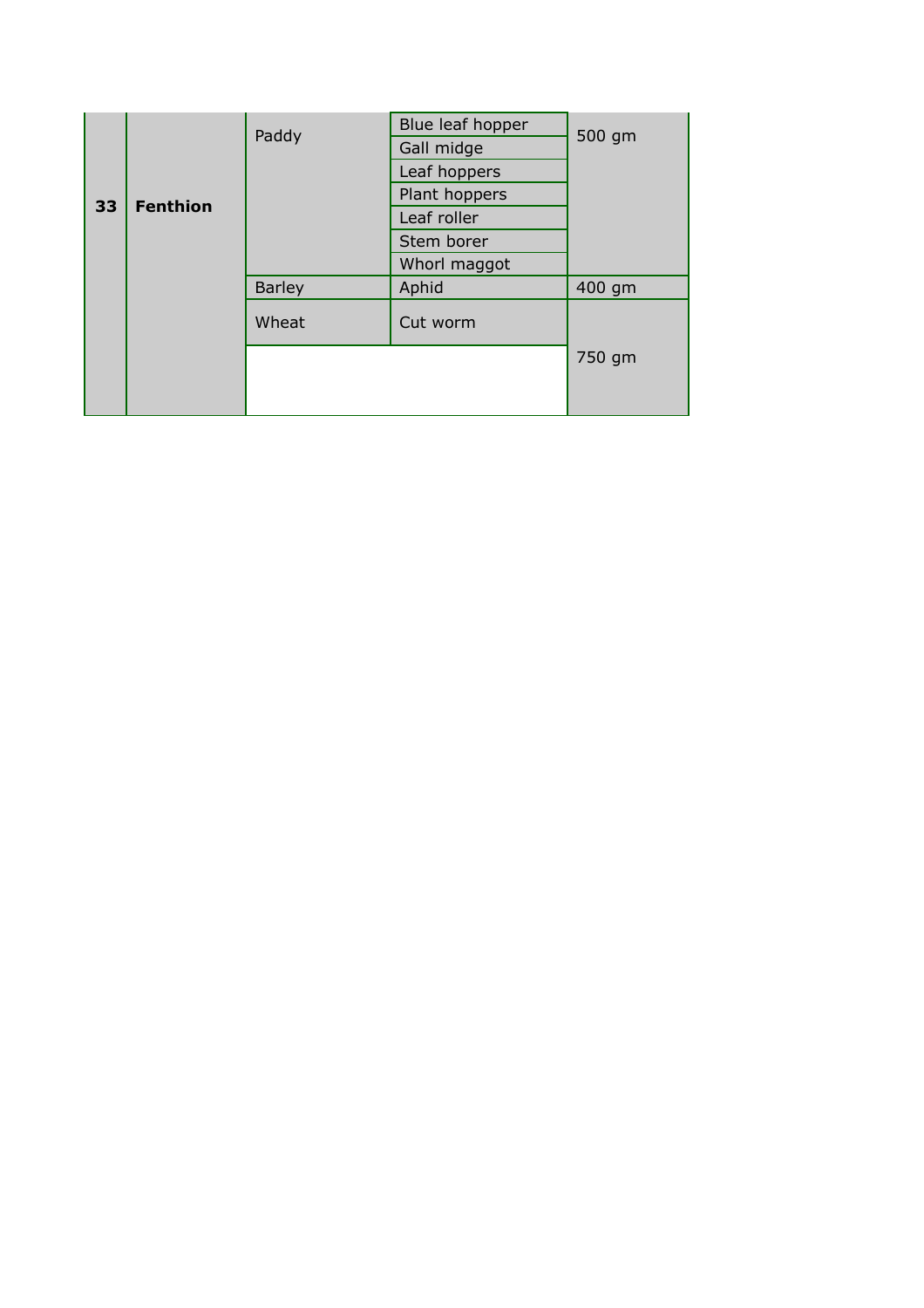| | | | | |
|---|---|---|---|---|
| 33 | **Fenthion** | Paddy | Blue leaf hopper | 500 gm |
| | | | Gall midge | |
| | | | Leaf hoppers | |
| | | | Plant hoppers | |
| | | | Leaf roller | |
| | | | Stem borer | |
| | | | Whorl maggot | |
| | | Barley | Aphid | 400 gm |
| | | Wheat | Cut worm | 750 gm |
| | | | | |